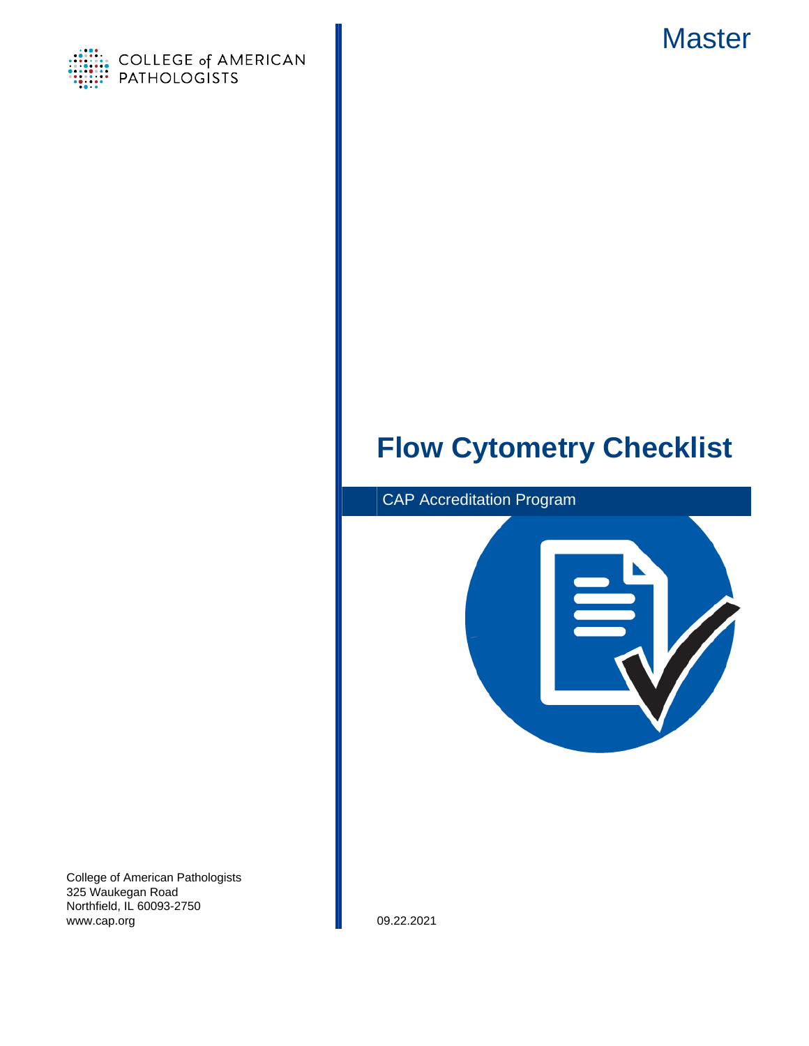COLLEGE of AMERICAN PATHOLOGISTS

Master

# Flow Cytometry Checklist

CAP Accreditation Program

College of American Pathologists
325 Waukegan Road
Northfield, IL 60093-2750
www.cap.org

09.22.2021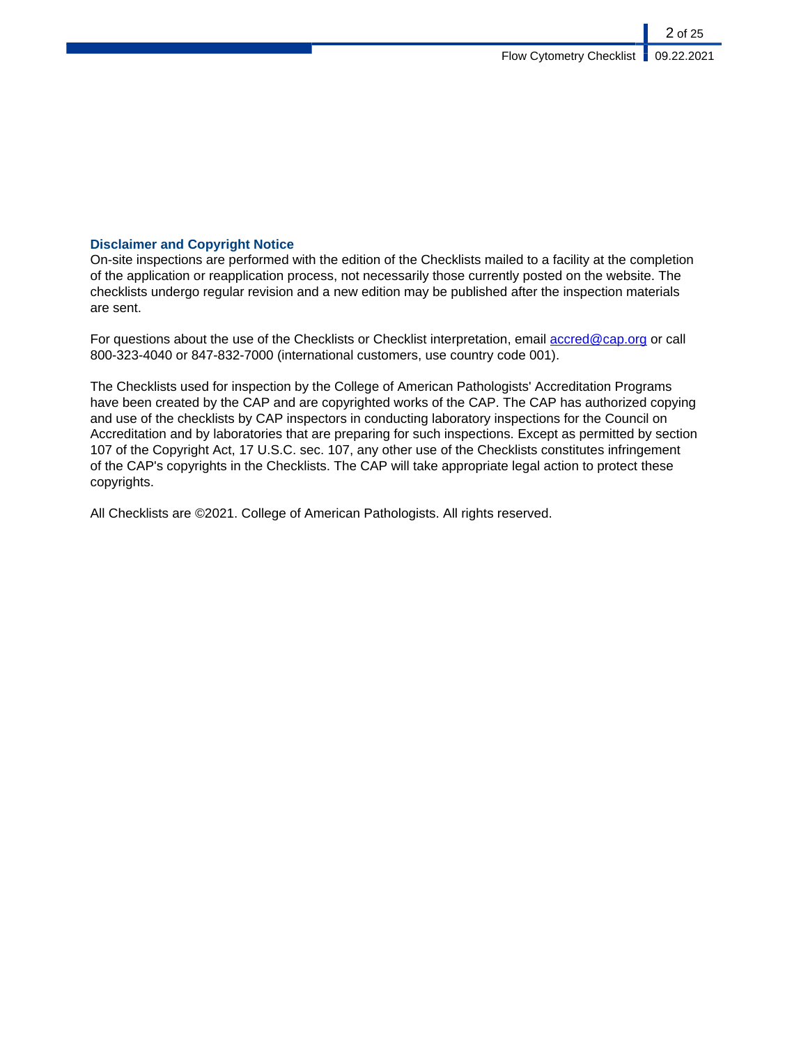## Disclaimer and Copyright Notice

On-site inspections are performed with the edition of the Checklists mailed to a facility at the completion of the application or reapplication process, not necessarily those currently posted on the website. The checklists undergo regular revision and a new edition may be published after the inspection materials are sent.

For questions about the use of the Checklists or Checklist interpretation, email accred@cap.org or call 800-323-4040 or 847-832-7000 (international customers, use country code 001).

The Checklists used for inspection by the College of American Pathologists' Accreditation Programs have been created by the CAP and are copyrighted works of the CAP. The CAP has authorized copying and use of the checklists by CAP inspectors in conducting laboratory inspections for the Council on Accreditation and by laboratories that are preparing for such inspections. Except as permitted by section 107 of the Copyright Act, 17 U.S.C. sec. 107, any other use of the Checklists constitutes infringement of the CAP's copyrights in the Checklists. The CAP will take appropriate legal action to protect these copyrights.

All Checklists are ©2021. College of American Pathologists. All rights reserved.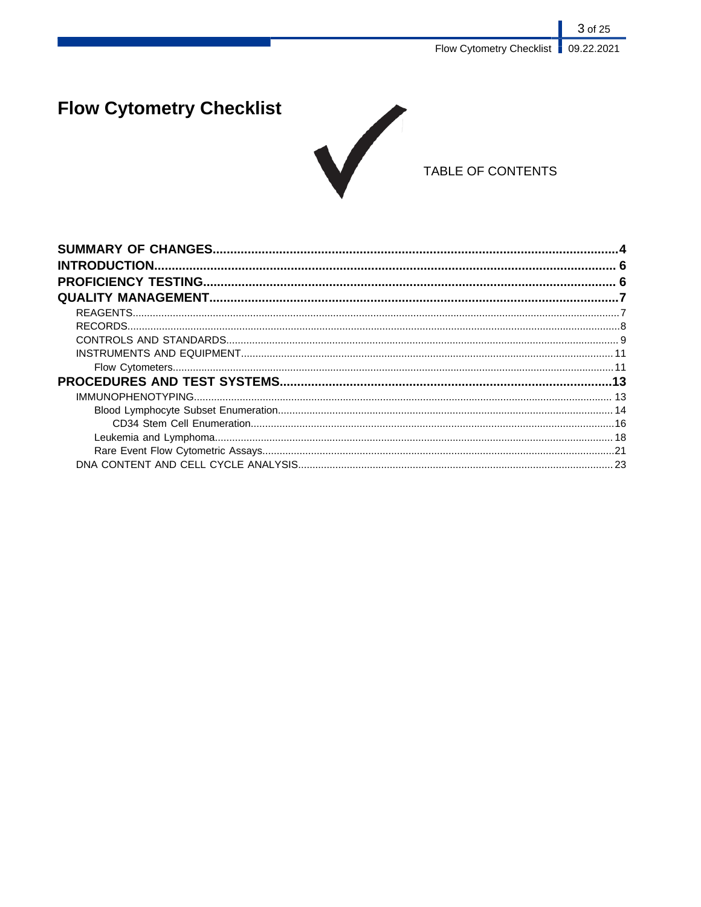# Flow Cytometry Checklist

TABLE OF CONTENTS

**SUMMARY OF CHANGES**....................4
**INTRODUCTION**....................6
**PROFICIENCY TESTING**....................6
**QUALITY MANAGEMENT**....................7
- REAGENTS....................7
- RECORDS....................8
- CONTROLS AND STANDARDS....................9
- INSTRUMENTS AND EQUIPMENT....................11
  - Flow Cytometers....................11

**PROCEDURES AND TEST SYSTEMS**....................13
- IMMUNOPHENOTYPING....................13
  - Blood Lymphocyte Subset Enumeration....................14
    - CD34 Stem Cell Enumeration....................16
  - Leukemia and Lymphoma....................18
  - Rare Event Flow Cytometric Assays....................21
- DNA CONTENT AND CELL CYCLE ANALYSIS....................23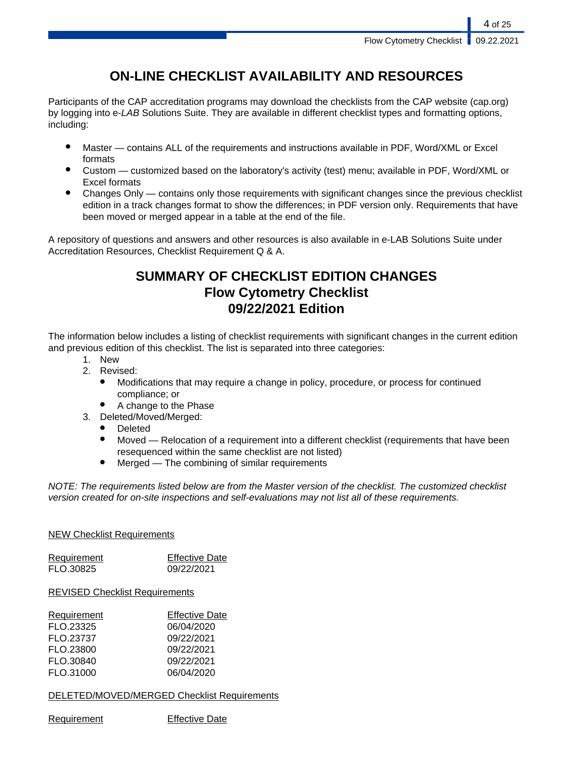# ON-LINE CHECKLIST AVAILABILITY AND RESOURCES

Participants of the CAP accreditation programs may download the checklists from the CAP website (cap.org) by logging into e-*LAB* Solutions Suite. They are available in different checklist types and formatting options, including:

- Master — contains ALL of the requirements and instructions available in PDF, Word/XML or Excel formats
- Custom — customized based on the laboratory's activity (test) menu; available in PDF, Word/XML or Excel formats
- Changes Only — contains only those requirements with significant changes since the previous checklist edition in a track changes format to show the differences; in PDF version only. Requirements that have been moved or merged appear in a table at the end of the file.

A repository of questions and answers and other resources is also available in e-LAB Solutions Suite under Accreditation Resources, Checklist Requirement Q & A.

# SUMMARY OF CHECKLIST EDITION CHANGES
## Flow Cytometry Checklist
## 09/22/2021 Edition

The information below includes a listing of checklist requirements with significant changes in the current edition and previous edition of this checklist. The list is separated into three categories:

1. New
2. Revised:
   - Modifications that may require a change in policy, procedure, or process for continued compliance; or
   - A change to the Phase
3. Deleted/Moved/Merged:
   - Deleted
   - Moved — Relocation of a requirement into a different checklist (requirements that have been resequenced within the same checklist are not listed)
   - Merged — The combining of similar requirements

*NOTE: The requirements listed below are from the Master version of the checklist. The customized checklist version created for on-site inspections and self-evaluations may not list all of these requirements.*

NEW Checklist Requirements

| Requirement | Effective Date |
|---|---|
| FLO.30825 | 09/22/2021 |

REVISED Checklist Requirements

| Requirement | Effective Date |
|---|---|
| FLO.23325 | 06/04/2020 |
| FLO.23737 | 09/22/2021 |
| FLO.23800 | 09/22/2021 |
| FLO.30840 | 09/22/2021 |
| FLO.31000 | 06/04/2020 |

DELETED/MOVED/MERGED Checklist Requirements

| Requirement | Effective Date |
|---|---|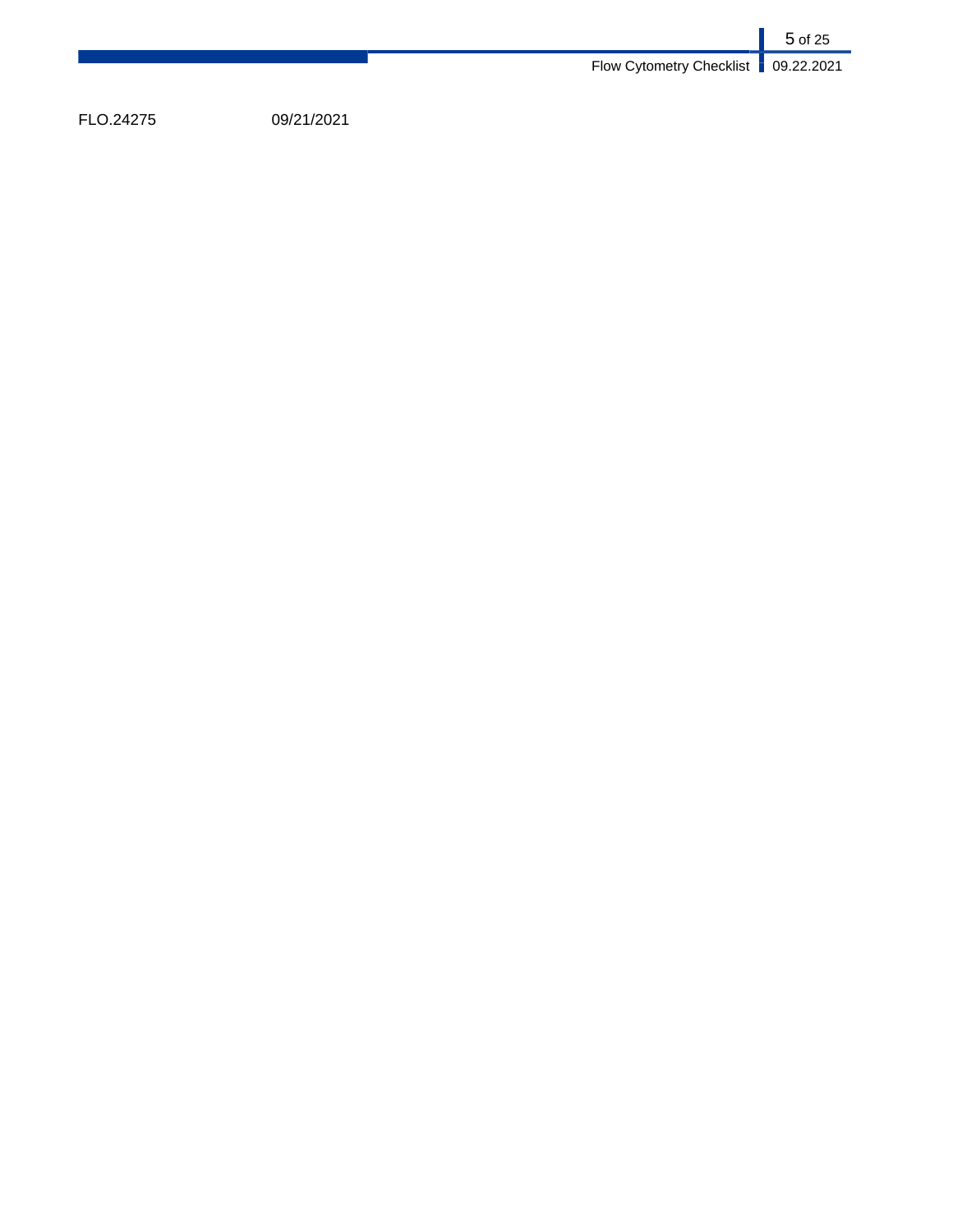FLO.24275 09/21/2021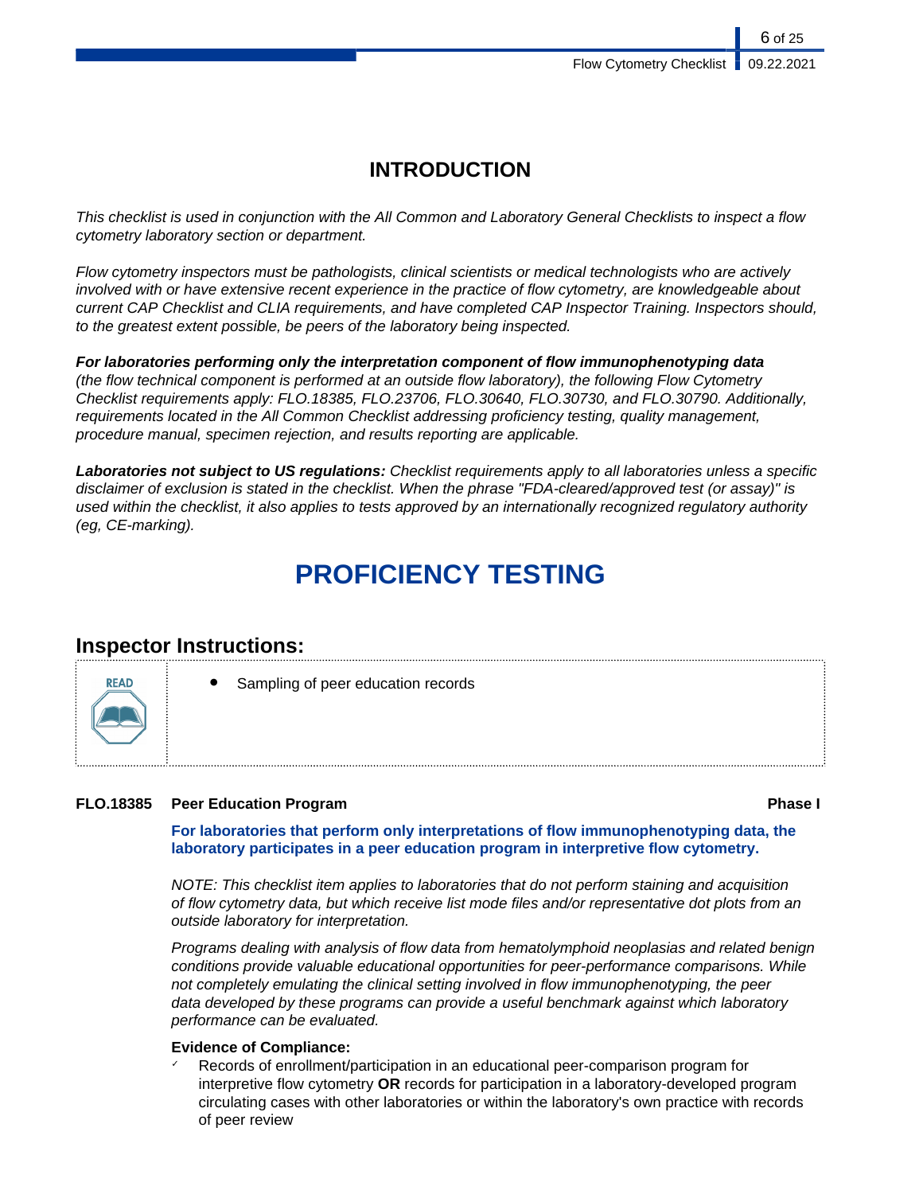# INTRODUCTION

*This checklist is used in conjunction with the All Common and Laboratory General Checklists to inspect a flow cytometry laboratory section or department.*

*Flow cytometry inspectors must be pathologists, clinical scientists or medical technologists who are actively involved with or have extensive recent experience in the practice of flow cytometry, are knowledgeable about current CAP Checklist and CLIA requirements, and have completed CAP Inspector Training. Inspectors should, to the greatest extent possible, be peers of the laboratory being inspected.*

***For laboratories performing only the interpretation component of flow immunophenotyping data*** *(the flow technical component is performed at an outside flow laboratory), the following Flow Cytometry Checklist requirements apply: FLO.18385, FLO.23706, FLO.30640, FLO.30730, and FLO.30790. Additionally, requirements located in the All Common Checklist addressing proficiency testing, quality management, procedure manual, specimen rejection, and results reporting are applicable.*

***Laboratories not subject to US regulations:*** *Checklist requirements apply to all laboratories unless a specific disclaimer of exclusion is stated in the checklist. When the phrase "FDA-cleared/approved test (or assay)" is used within the checklist, it also applies to tests approved by an internationally recognized regulatory authority (eg, CE-marking).*

# PROFICIENCY TESTING

## Inspector Instructions:

READ

- Sampling of peer education records

**FLO.18385 Peer Education Program** **Phase I**

**For laboratories that perform only interpretations of flow immunophenotyping data, the laboratory participates in a peer education program in interpretive flow cytometry.**

*NOTE: This checklist item applies to laboratories that do not perform staining and acquisition of flow cytometry data, but which receive list mode files and/or representative dot plots from an outside laboratory for interpretation.*

*Programs dealing with analysis of flow data from hematolymphoid neoplasias and related benign conditions provide valuable educational opportunities for peer-performance comparisons. While not completely emulating the clinical setting involved in flow immunophenotyping, the peer data developed by these programs can provide a useful benchmark against which laboratory performance can be evaluated.*

**Evidence of Compliance:**

- ✓ Records of enrollment/participation in an educational peer-comparison program for interpretive flow cytometry **OR** records for participation in a laboratory-developed program circulating cases with other laboratories or within the laboratory's own practice with records of peer review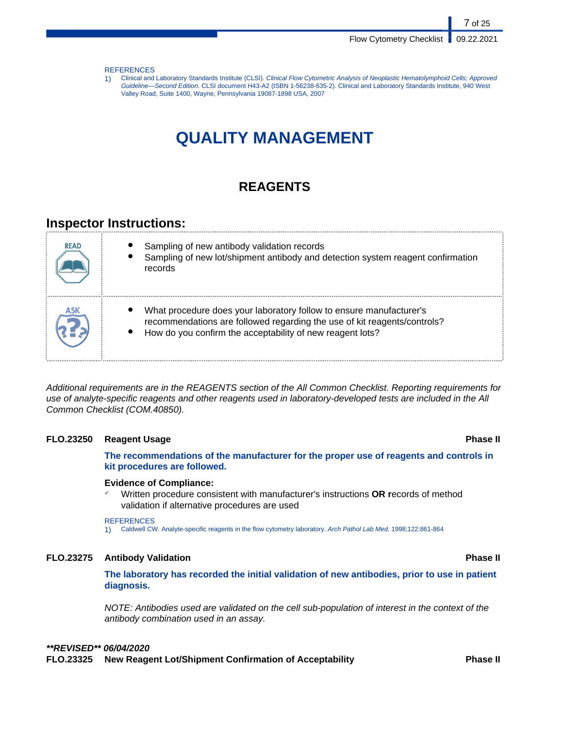REFERENCES

1) Clinical and Laboratory Standards Institute (CLSI). *Clinical Flow Cytometric Analysis of Neoplastic Hematolymphoid Cells; Approved Guideline—Second Edition*. CLSI document H43-A2 (ISBN 1-56238-635-2). Clinical and Laboratory Standards Institute, 940 West Valley Road, Suite 1400, Wayne, Pennsylvania 19087-1898 USA, 2007

# QUALITY MANAGEMENT

## REAGENTS

### Inspector Instructions:

| | |
|---|---|
| READ | • Sampling of new antibody validation records<br>• Sampling of new lot/shipment antibody and detection system reagent confirmation records |
| ASK | • What procedure does your laboratory follow to ensure manufacturer's recommendations are followed regarding the use of kit reagents/controls?<br>• How do you confirm the acceptability of new reagent lots? |

*Additional requirements are in the REAGENTS section of the All Common Checklist. Reporting requirements for use of analyte-specific reagents and other reagents used in laboratory-developed tests are included in the All Common Checklist (COM.40850).*

**FLO.23250 Reagent Usage** **Phase II**

**The recommendations of the manufacturer for the proper use of reagents and controls in kit procedures are followed.**

**Evidence of Compliance:**

- ✓ Written procedure consistent with manufacturer's instructions **OR** records of method validation if alternative procedures are used

REFERENCES

1) Caldwell CW. Analyte-specific reagents in the flow cytometry laboratory. *Arch Pathol Lab Med.* 1998;122:861-864

**FLO.23275 Antibody Validation** **Phase II**

**The laboratory has recorded the initial validation of new antibodies, prior to use in patient diagnosis.**

*NOTE: Antibodies used are validated on the cell sub-population of interest in the context of the antibody combination used in an assay.*

***\*\*REVISED\*\* 06/04/2020***

**FLO.23325 New Reagent Lot/Shipment Confirmation of Acceptability** **Phase II**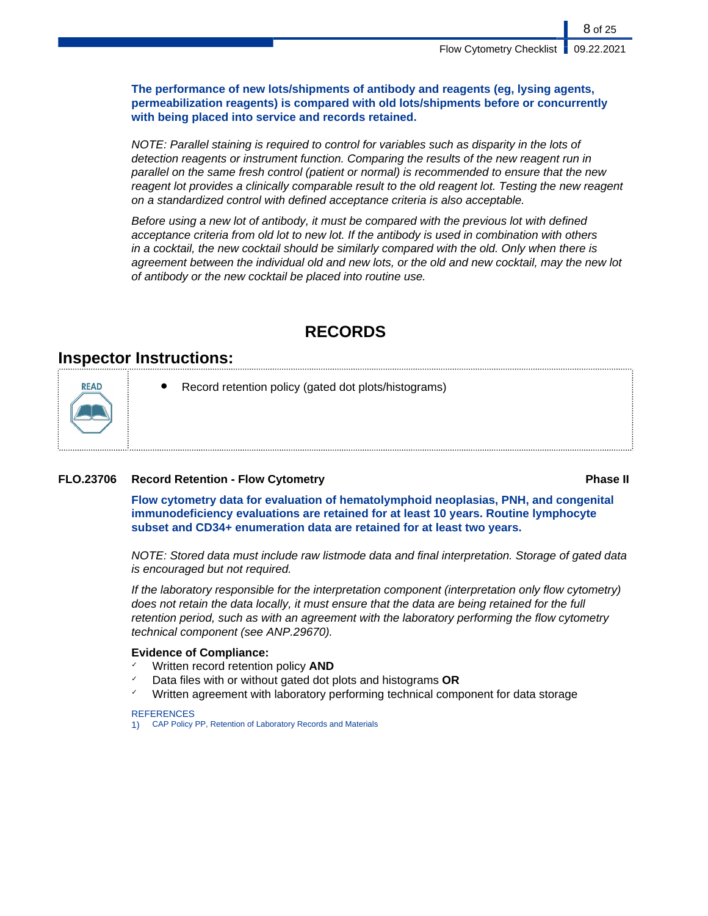**The performance of new lots/shipments of antibody and reagents (eg, lysing agents, permeabilization reagents) is compared with old lots/shipments before or concurrently with being placed into service and records retained.**

*NOTE: Parallel staining is required to control for variables such as disparity in the lots of detection reagents or instrument function. Comparing the results of the new reagent run in parallel on the same fresh control (patient or normal) is recommended to ensure that the new reagent lot provides a clinically comparable result to the old reagent lot. Testing the new reagent on a standardized control with defined acceptance criteria is also acceptable.*

*Before using a new lot of antibody, it must be compared with the previous lot with defined acceptance criteria from old lot to new lot. If the antibody is used in combination with others in a cocktail, the new cocktail should be similarly compared with the old. Only when there is agreement between the individual old and new lots, or the old and new cocktail, may the new lot of antibody or the new cocktail be placed into routine use.*

# RECORDS

## Inspector Instructions:

READ

- Record retention policy (gated dot plots/histograms)

**FLO.23706 Record Retention - Flow Cytometry** **Phase II**

**Flow cytometry data for evaluation of hematolymphoid neoplasias, PNH, and congenital immunodeficiency evaluations are retained for at least 10 years. Routine lymphocyte subset and CD34+ enumeration data are retained for at least two years.**

*NOTE: Stored data must include raw listmode data and final interpretation. Storage of gated data is encouraged but not required.*

*If the laboratory responsible for the interpretation component (interpretation only flow cytometry) does not retain the data locally, it must ensure that the data are being retained for the full retention period, such as with an agreement with the laboratory performing the flow cytometry technical component (see ANP.29670).*

**Evidence of Compliance:**

- ✓ Written record retention policy **AND**
- ✓ Data files with or without gated dot plots and histograms **OR**
- ✓ Written agreement with laboratory performing technical component for data storage

REFERENCES

1) CAP Policy PP, Retention of Laboratory Records and Materials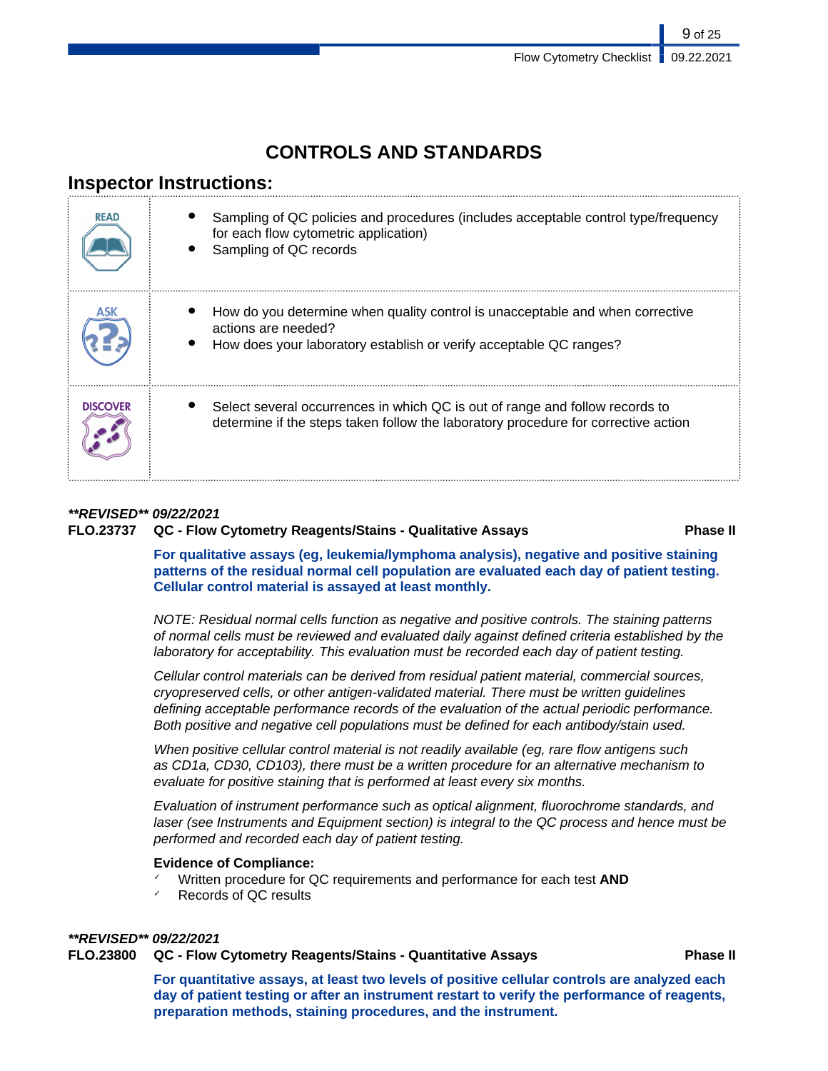# CONTROLS AND STANDARDS

## Inspector Instructions:

| | |
|---|---|
| READ | • Sampling of QC policies and procedures (includes acceptable control type/frequency for each flow cytometric application)<br>• Sampling of QC records |
| ASK | • How do you determine when quality control is unacceptable and when corrective actions are needed?<br>• How does your laboratory establish or verify acceptable QC ranges? |
| DISCOVER | • Select several occurrences in which QC is out of range and follow records to determine if the steps taken follow the laboratory procedure for corrective action |

***\*REVISED\*\* 09/22/2021***

**FLO.23737 QC - Flow Cytometry Reagents/Stains - Qualitative Assays — Phase II**

**For qualitative assays (eg, leukemia/lymphoma analysis), negative and positive staining patterns of the residual normal cell population are evaluated each day of patient testing. Cellular control material is assayed at least monthly.**

*NOTE: Residual normal cells function as negative and positive controls. The staining patterns of normal cells must be reviewed and evaluated daily against defined criteria established by the laboratory for acceptability. This evaluation must be recorded each day of patient testing.*

*Cellular control materials can be derived from residual patient material, commercial sources, cryopreserved cells, or other antigen-validated material. There must be written guidelines defining acceptable performance records of the evaluation of the actual periodic performance. Both positive and negative cell populations must be defined for each antibody/stain used.*

*When positive cellular control material is not readily available (eg, rare flow antigens such as CD1a, CD30, CD103), there must be a written procedure for an alternative mechanism to evaluate for positive staining that is performed at least every six months.*

*Evaluation of instrument performance such as optical alignment, fluorochrome standards, and laser (see Instruments and Equipment section) is integral to the QC process and hence must be performed and recorded each day of patient testing.*

**Evidence of Compliance:**
- ✓ Written procedure for QC requirements and performance for each test **AND**
- ✓ Records of QC results

***\*REVISED\*\* 09/22/2021***

**FLO.23800 QC - Flow Cytometry Reagents/Stains - Quantitative Assays — Phase II**

**For quantitative assays, at least two levels of positive cellular controls are analyzed each day of patient testing or after an instrument restart to verify the performance of reagents, preparation methods, staining procedures, and the instrument.**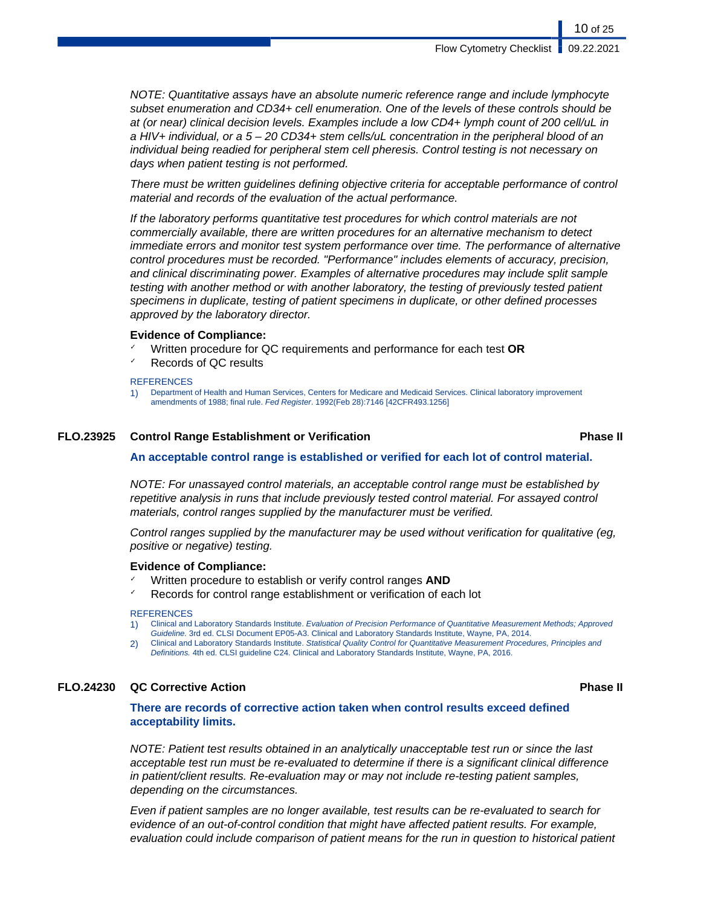*NOTE: Quantitative assays have an absolute numeric reference range and include lymphocyte subset enumeration and CD34+ cell enumeration. One of the levels of these controls should be at (or near) clinical decision levels. Examples include a low CD4+ lymph count of 200 cell/uL in a HIV+ individual, or a 5 – 20 CD34+ stem cells/uL concentration in the peripheral blood of an individual being readied for peripheral stem cell pheresis. Control testing is not necessary on days when patient testing is not performed.*

*There must be written guidelines defining objective criteria for acceptable performance of control material and records of the evaluation of the actual performance.*

*If the laboratory performs quantitative test procedures for which control materials are not commercially available, there are written procedures for an alternative mechanism to detect immediate errors and monitor test system performance over time. The performance of alternative control procedures must be recorded. "Performance" includes elements of accuracy, precision, and clinical discriminating power. Examples of alternative procedures may include split sample testing with another method or with another laboratory, the testing of previously tested patient specimens in duplicate, testing of patient specimens in duplicate, or other defined processes approved by the laboratory director.*

**Evidence of Compliance:**

- Written procedure for QC requirements and performance for each test **OR**
- Records of QC results

REFERENCES

1) Department of Health and Human Services, Centers for Medicare and Medicaid Services. Clinical laboratory improvement amendments of 1988; final rule. *Fed Register*. 1992(Feb 28):7146 [42CFR493.1256]

### FLO.23925 Control Range Establishment or Verification — Phase II

**An acceptable control range is established or verified for each lot of control material.**

*NOTE: For unassayed control materials, an acceptable control range must be established by repetitive analysis in runs that include previously tested control material. For assayed control materials, control ranges supplied by the manufacturer must be verified.*

*Control ranges supplied by the manufacturer may be used without verification for qualitative (eg, positive or negative) testing.*

**Evidence of Compliance:**

- Written procedure to establish or verify control ranges **AND**
- Records for control range establishment or verification of each lot

REFERENCES

1) Clinical and Laboratory Standards Institute. *Evaluation of Precision Performance of Quantitative Measurement Methods; Approved Guideline.* 3rd ed. CLSI Document EP05-A3. Clinical and Laboratory Standards Institute, Wayne, PA, 2014.
2) Clinical and Laboratory Standards Institute. *Statistical Quality Control for Quantitative Measurement Procedures, Principles and Definitions.* 4th ed. CLSI guideline C24. Clinical and Laboratory Standards Institute, Wayne, PA, 2016.

### FLO.24230 QC Corrective Action — Phase II

**There are records of corrective action taken when control results exceed defined acceptability limits.**

*NOTE: Patient test results obtained in an analytically unacceptable test run or since the last acceptable test run must be re-evaluated to determine if there is a significant clinical difference in patient/client results. Re-evaluation may or may not include re-testing patient samples, depending on the circumstances.*

*Even if patient samples are no longer available, test results can be re-evaluated to search for evidence of an out-of-control condition that might have affected patient results. For example, evaluation could include comparison of patient means for the run in question to historical patient*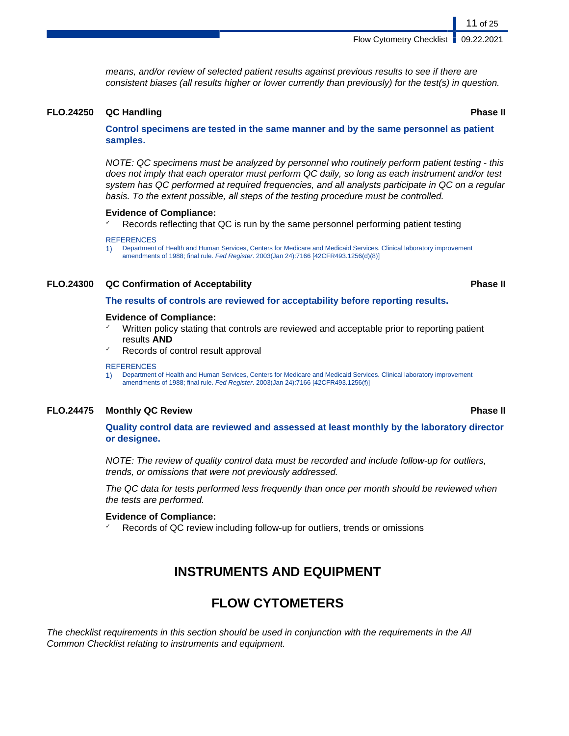*means, and/or review of selected patient results against previous results to see if there are consistent biases (all results higher or lower currently than previously) for the test(s) in question.*

### FLO.24250 QC Handling — Phase II

**Control specimens are tested in the same manner and by the same personnel as patient samples.**

*NOTE: QC specimens must be analyzed by personnel who routinely perform patient testing - this does not imply that each operator must perform QC daily, so long as each instrument and/or test system has QC performed at required frequencies, and all analysts participate in QC on a regular basis. To the extent possible, all steps of the testing procedure must be controlled.*

**Evidence of Compliance:**

- ✓ Records reflecting that QC is run by the same personnel performing patient testing

REFERENCES

1) Department of Health and Human Services, Centers for Medicare and Medicaid Services. Clinical laboratory improvement amendments of 1988; final rule. *Fed Register*. 2003(Jan 24):7166 [42CFR493.1256(d)(8)]

### FLO.24300 QC Confirmation of Acceptability — Phase II

**The results of controls are reviewed for acceptability before reporting results.**

**Evidence of Compliance:**

- ✓ Written policy stating that controls are reviewed and acceptable prior to reporting patient results **AND**
- ✓ Records of control result approval

REFERENCES

1) Department of Health and Human Services, Centers for Medicare and Medicaid Services. Clinical laboratory improvement amendments of 1988; final rule. *Fed Register*. 2003(Jan 24):7166 [42CFR493.1256(f)]

### FLO.24475 Monthly QC Review — Phase II

**Quality control data are reviewed and assessed at least monthly by the laboratory director or designee.**

*NOTE: The review of quality control data must be recorded and include follow-up for outliers, trends, or omissions that were not previously addressed.*

*The QC data for tests performed less frequently than once per month should be reviewed when the tests are performed.*

**Evidence of Compliance:**

- ✓ Records of QC review including follow-up for outliers, trends or omissions

## INSTRUMENTS AND EQUIPMENT

## FLOW CYTOMETERS

*The checklist requirements in this section should be used in conjunction with the requirements in the All Common Checklist relating to instruments and equipment.*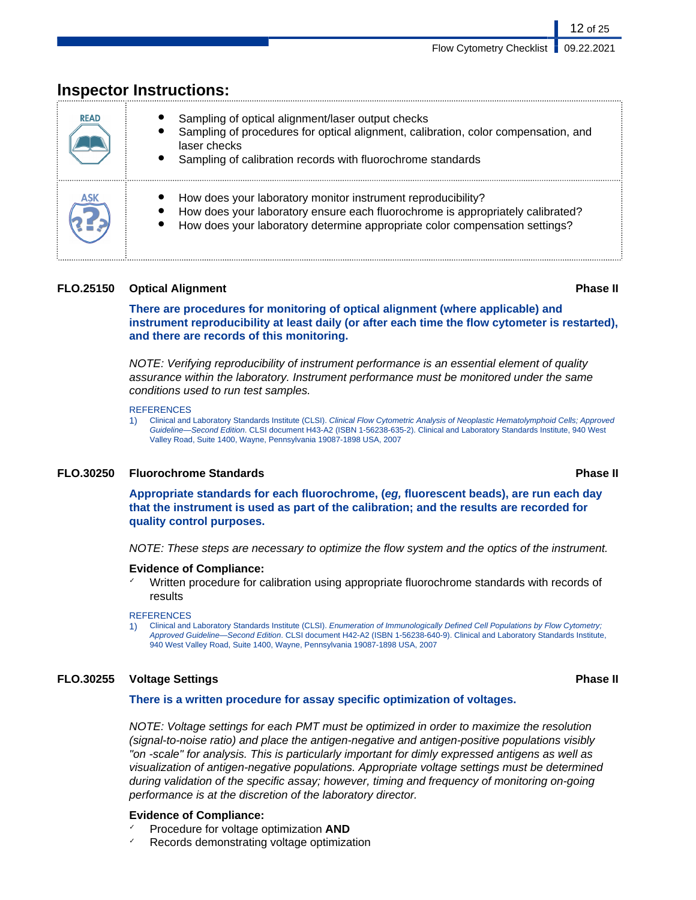## Inspector Instructions:

| | |
|---|---|
| READ | • Sampling of optical alignment/laser output checks<br>• Sampling of procedures for optical alignment, calibration, color compensation, and laser checks<br>• Sampling of calibration records with fluorochrome standards |
| ASK | • How does your laboratory monitor instrument reproducibility?<br>• How does your laboratory ensure each fluorochrome is appropriately calibrated?<br>• How does your laboratory determine appropriate color compensation settings? |

### FLO.25150 Optical Alignment — Phase II

**There are procedures for monitoring of optical alignment (where applicable) and instrument reproducibility at least daily (or after each time the flow cytometer is restarted), and there are records of this monitoring.**

*NOTE: Verifying reproducibility of instrument performance is an essential element of quality assurance within the laboratory. Instrument performance must be monitored under the same conditions used to run test samples.*

REFERENCES

1) Clinical and Laboratory Standards Institute (CLSI). *Clinical Flow Cytometric Analysis of Neoplastic Hematolymphoid Cells; Approved Guideline—Second Edition*. CLSI document H43-A2 (ISBN 1-56238-635-2). Clinical and Laboratory Standards Institute, 940 West Valley Road, Suite 1400, Wayne, Pennsylvania 19087-1898 USA, 2007

### FLO.30250 Fluorochrome Standards — Phase II

**Appropriate standards for each fluorochrome, (*eg,* fluorescent beads), are run each day that the instrument is used as part of the calibration; and the results are recorded for quality control purposes.**

*NOTE: These steps are necessary to optimize the flow system and the optics of the instrument.*

**Evidence of Compliance:**

- ✓ Written procedure for calibration using appropriate fluorochrome standards with records of results

REFERENCES

1) Clinical and Laboratory Standards Institute (CLSI). *Enumeration of Immunologically Defined Cell Populations by Flow Cytometry; Approved Guideline—Second Edition*. CLSI document H42-A2 (ISBN 1-56238-640-9). Clinical and Laboratory Standards Institute, 940 West Valley Road, Suite 1400, Wayne, Pennsylvania 19087-1898 USA, 2007

### FLO.30255 Voltage Settings — Phase II

**There is a written procedure for assay specific optimization of voltages.**

*NOTE: Voltage settings for each PMT must be optimized in order to maximize the resolution (signal-to-noise ratio) and place the antigen-negative and antigen-positive populations visibly "on -scale" for analysis. This is particularly important for dimly expressed antigens as well as visualization of antigen-negative populations. Appropriate voltage settings must be determined during validation of the specific assay; however, timing and frequency of monitoring on-going performance is at the discretion of the laboratory director.*

**Evidence of Compliance:**

- ✓ Procedure for voltage optimization **AND**
- ✓ Records demonstrating voltage optimization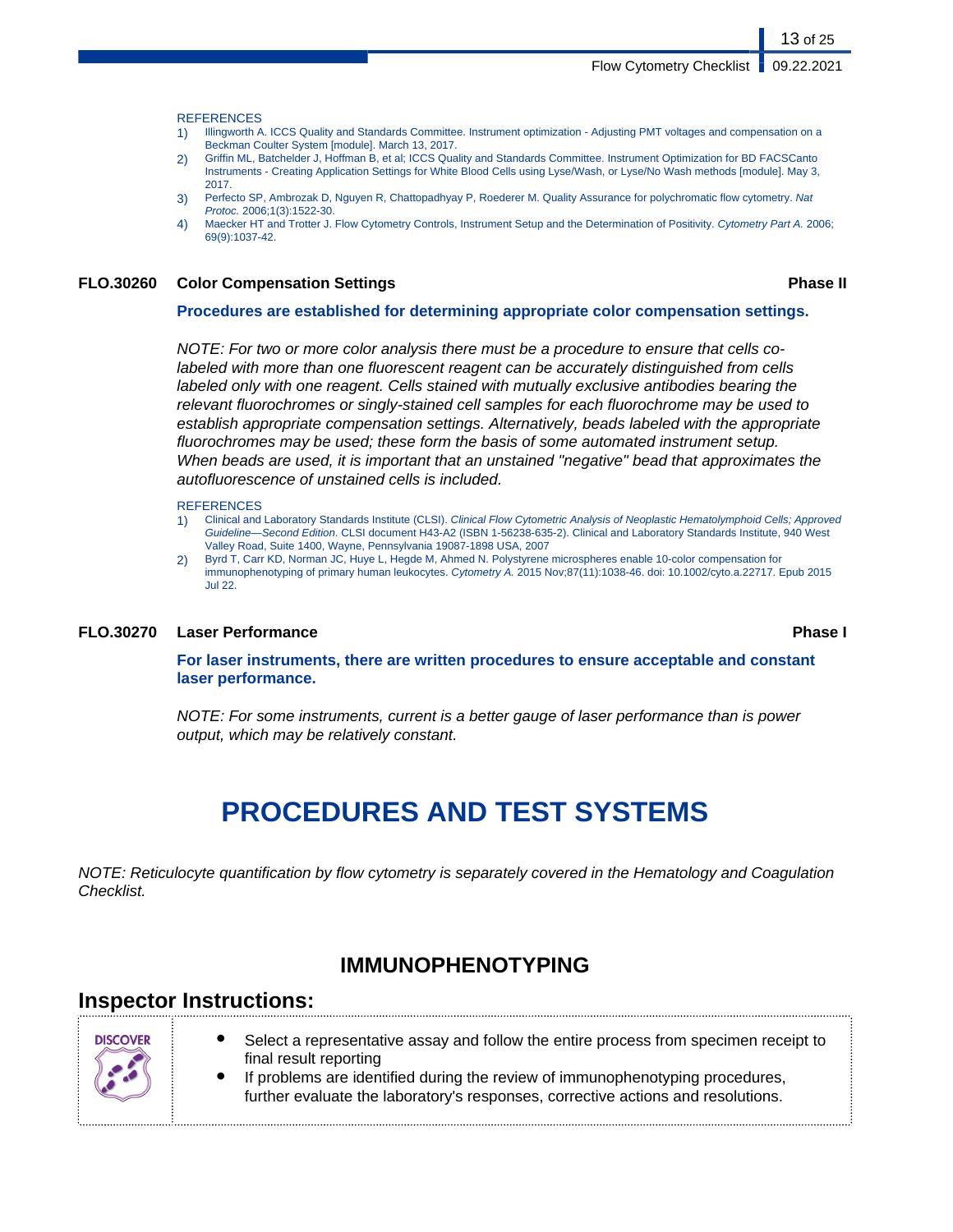REFERENCES

1) Illingworth A. ICCS Quality and Standards Committee. Instrument optimization - Adjusting PMT voltages and compensation on a Beckman Coulter System [module]. March 13, 2017.
2) Griffin ML, Batchelder J, Hoffman B, et al; ICCS Quality and Standards Committee. Instrument Optimization for BD FACSCanto Instruments - Creating Application Settings for White Blood Cells using Lyse/Wash, or Lyse/No Wash methods [module]. May 3, 2017.
3) Perfecto SP, Ambrozak D, Nguyen R, Chattopadhyay P, Roederer M. Quality Assurance for polychromatic flow cytometry. *Nat Protoc.* 2006;1(3):1522-30.
4) Maecker HT and Trotter J. Flow Cytometry Controls, Instrument Setup and the Determination of Positivity. *Cytometry Part A.* 2006; 69(9):1037-42.

**FLO.30260 Color Compensation Settings** **Phase II**

**Procedures are established for determining appropriate color compensation settings.**

*NOTE: For two or more color analysis there must be a procedure to ensure that cells co-labeled with more than one fluorescent reagent can be accurately distinguished from cells labeled only with one reagent. Cells stained with mutually exclusive antibodies bearing the relevant fluorochromes or singly-stained cell samples for each fluorochrome may be used to establish appropriate compensation settings. Alternatively, beads labeled with the appropriate fluorochromes may be used; these form the basis of some automated instrument setup. When beads are used, it is important that an unstained "negative" bead that approximates the autofluorescence of unstained cells is included.*

REFERENCES

1) Clinical and Laboratory Standards Institute (CLSI). *Clinical Flow Cytometric Analysis of Neoplastic Hematolymphoid Cells; Approved Guideline—Second Edition.* CLSI document H43-A2 (ISBN 1-56238-635-2). Clinical and Laboratory Standards Institute, 940 West Valley Road, Suite 1400, Wayne, Pennsylvania 19087-1898 USA, 2007
2) Byrd T, Carr KD, Norman JC, Huye L, Hegde M, Ahmed N. Polystyrene microspheres enable 10-color compensation for immunophenotyping of primary human leukocytes. *Cytometry A.* 2015 Nov;87(11):1038-46. doi: 10.1002/cyto.a.22717. Epub 2015 Jul 22.

**FLO.30270 Laser Performance** **Phase I**

**For laser instruments, there are written procedures to ensure acceptable and constant laser performance.**

*NOTE: For some instruments, current is a better gauge of laser performance than is power output, which may be relatively constant.*

# PROCEDURES AND TEST SYSTEMS

*NOTE: Reticulocyte quantification by flow cytometry is separately covered in the Hematology and Coagulation Checklist.*

## IMMUNOPHENOTYPING

### Inspector Instructions:

DISCOVER

- Select a representative assay and follow the entire process from specimen receipt to final result reporting
- If problems are identified during the review of immunophenotyping procedures, further evaluate the laboratory's responses, corrective actions and resolutions.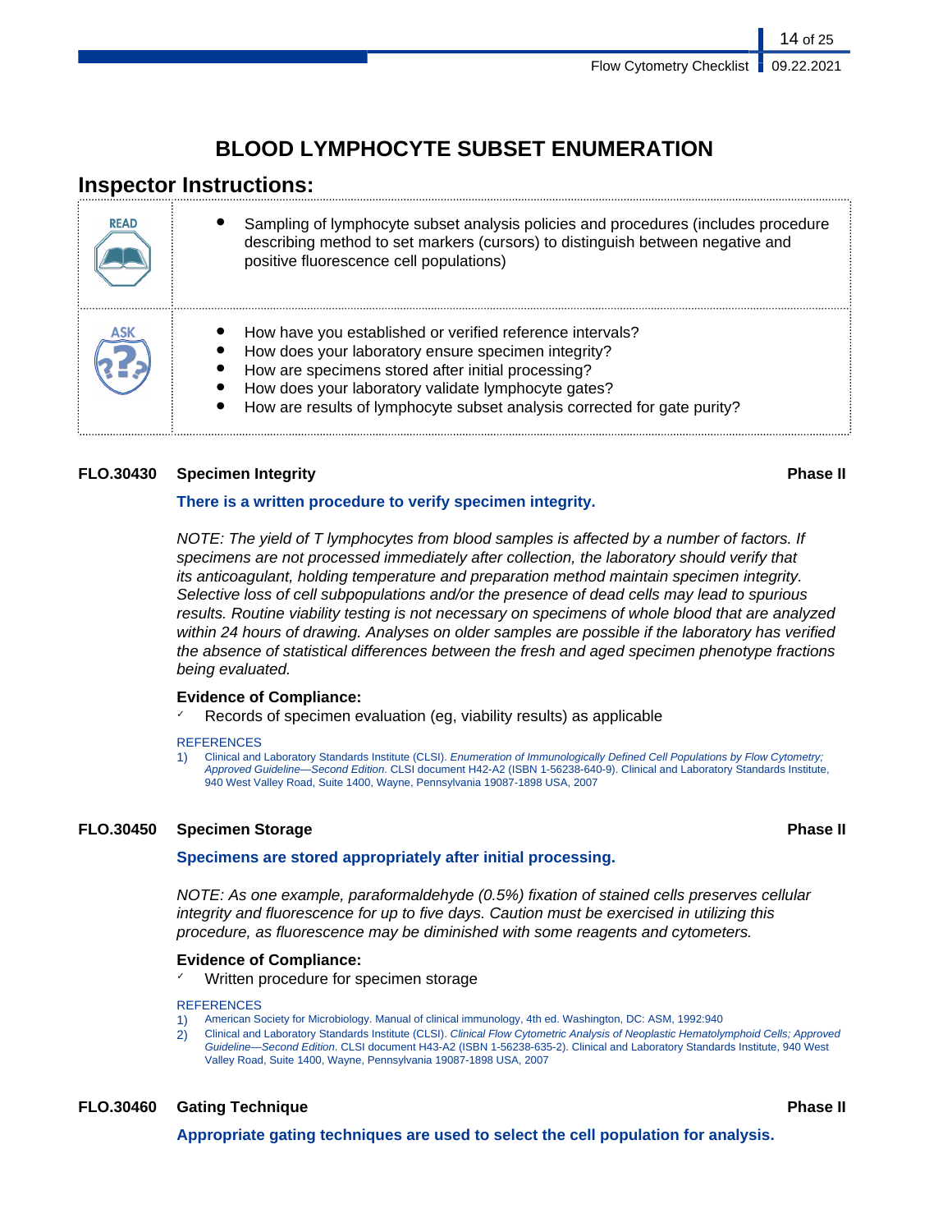# BLOOD LYMPHOCYTE SUBSET ENUMERATION

## Inspector Instructions:

| | |
|---|---|
| READ | • Sampling of lymphocyte subset analysis policies and procedures (includes procedure describing method to set markers (cursors) to distinguish between negative and positive fluorescence cell populations) |
| ASK | • How have you established or verified reference intervals?<br>• How does your laboratory ensure specimen integrity?<br>• How are specimens stored after initial processing?<br>• How does your laboratory validate lymphocyte gates?<br>• How are results of lymphocyte subset analysis corrected for gate purity? |

### FLO.30430 Specimen Integrity — Phase II

**There is a written procedure to verify specimen integrity.**

*NOTE: The yield of T lymphocytes from blood samples is affected by a number of factors. If specimens are not processed immediately after collection, the laboratory should verify that its anticoagulant, holding temperature and preparation method maintain specimen integrity. Selective loss of cell subpopulations and/or the presence of dead cells may lead to spurious results. Routine viability testing is not necessary on specimens of whole blood that are analyzed within 24 hours of drawing. Analyses on older samples are possible if the laboratory has verified the absence of statistical differences between the fresh and aged specimen phenotype fractions being evaluated.*

**Evidence of Compliance:**

- ✓ Records of specimen evaluation (eg, viability results) as applicable

REFERENCES

1) Clinical and Laboratory Standards Institute (CLSI). *Enumeration of Immunologically Defined Cell Populations by Flow Cytometry; Approved Guideline—Second Edition*. CLSI document H42-A2 (ISBN 1-56238-640-9). Clinical and Laboratory Standards Institute, 940 West Valley Road, Suite 1400, Wayne, Pennsylvania 19087-1898 USA, 2007

### FLO.30450 Specimen Storage — Phase II

**Specimens are stored appropriately after initial processing.**

*NOTE: As one example, paraformaldehyde (0.5%) fixation of stained cells preserves cellular integrity and fluorescence for up to five days. Caution must be exercised in utilizing this procedure, as fluorescence may be diminished with some reagents and cytometers.*

**Evidence of Compliance:**

- ✓ Written procedure for specimen storage

REFERENCES

1) American Society for Microbiology. Manual of clinical immunology, 4th ed. Washington, DC: ASM, 1992:940
2) Clinical and Laboratory Standards Institute (CLSI). *Clinical Flow Cytometric Analysis of Neoplastic Hematolymphoid Cells; Approved Guideline—Second Edition*. CLSI document H43-A2 (ISBN 1-56238-635-2). Clinical and Laboratory Standards Institute, 940 West Valley Road, Suite 1400, Wayne, Pennsylvania 19087-1898 USA, 2007

### FLO.30460 Gating Technique — Phase II

**Appropriate gating techniques are used to select the cell population for analysis.**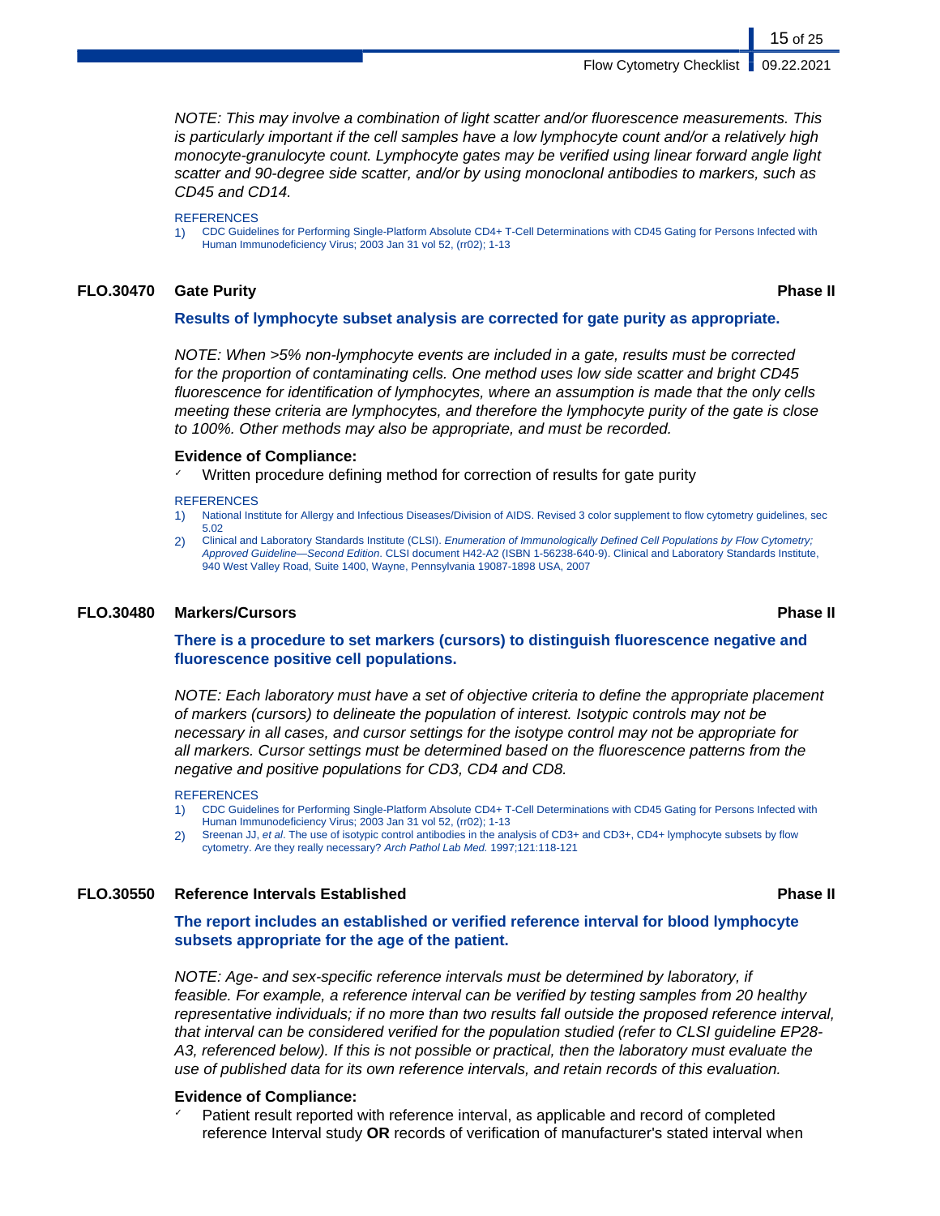*NOTE: This may involve a combination of light scatter and/or fluorescence measurements. This is particularly important if the cell samples have a low lymphocyte count and/or a relatively high monocyte-granulocyte count. Lymphocyte gates may be verified using linear forward angle light scatter and 90-degree side scatter, and/or by using monoclonal antibodies to markers, such as CD45 and CD14.*

REFERENCES

1) CDC Guidelines for Performing Single-Platform Absolute CD4+ T-Cell Determinations with CD45 Gating for Persons Infected with Human Immunodeficiency Virus; 2003 Jan 31 vol 52, (rr02); 1-13

### FLO.30470 Gate Purity — Phase II

**Results of lymphocyte subset analysis are corrected for gate purity as appropriate.**

*NOTE: When >5% non-lymphocyte events are included in a gate, results must be corrected for the proportion of contaminating cells. One method uses low side scatter and bright CD45 fluorescence for identification of lymphocytes, where an assumption is made that the only cells meeting these criteria are lymphocytes, and therefore the lymphocyte purity of the gate is close to 100%. Other methods may also be appropriate, and must be recorded.*

**Evidence of Compliance:**

- Written procedure defining method for correction of results for gate purity

REFERENCES

1) National Institute for Allergy and Infectious Diseases/Division of AIDS. Revised 3 color supplement to flow cytometry guidelines, sec 5.02
2) Clinical and Laboratory Standards Institute (CLSI). *Enumeration of Immunologically Defined Cell Populations by Flow Cytometry; Approved Guideline—Second Edition*. CLSI document H42-A2 (ISBN 1-56238-640-9). Clinical and Laboratory Standards Institute, 940 West Valley Road, Suite 1400, Wayne, Pennsylvania 19087-1898 USA, 2007

### FLO.30480 Markers/Cursors — Phase II

**There is a procedure to set markers (cursors) to distinguish fluorescence negative and fluorescence positive cell populations.**

*NOTE: Each laboratory must have a set of objective criteria to define the appropriate placement of markers (cursors) to delineate the population of interest. Isotypic controls may not be necessary in all cases, and cursor settings for the isotype control may not be appropriate for all markers. Cursor settings must be determined based on the fluorescence patterns from the negative and positive populations for CD3, CD4 and CD8.*

REFERENCES

1) CDC Guidelines for Performing Single-Platform Absolute CD4+ T-Cell Determinations with CD45 Gating for Persons Infected with Human Immunodeficiency Virus; 2003 Jan 31 vol 52, (rr02); 1-13
2) Sreenan JJ, *et al*. The use of isotypic control antibodies in the analysis of CD3+ and CD3+, CD4+ lymphocyte subsets by flow cytometry. Are they really necessary? *Arch Pathol Lab Med.* 1997;121:118-121

### FLO.30550 Reference Intervals Established — Phase II

**The report includes an established or verified reference interval for blood lymphocyte subsets appropriate for the age of the patient.**

*NOTE: Age- and sex-specific reference intervals must be determined by laboratory, if feasible. For example, a reference interval can be verified by testing samples from 20 healthy representative individuals; if no more than two results fall outside the proposed reference interval, that interval can be considered verified for the population studied (refer to CLSI guideline EP28-A3, referenced below). If this is not possible or practical, then the laboratory must evaluate the use of published data for its own reference intervals, and retain records of this evaluation.*

**Evidence of Compliance:**

- Patient result reported with reference interval, as applicable and record of completed reference Interval study **OR** records of verification of manufacturer's stated interval when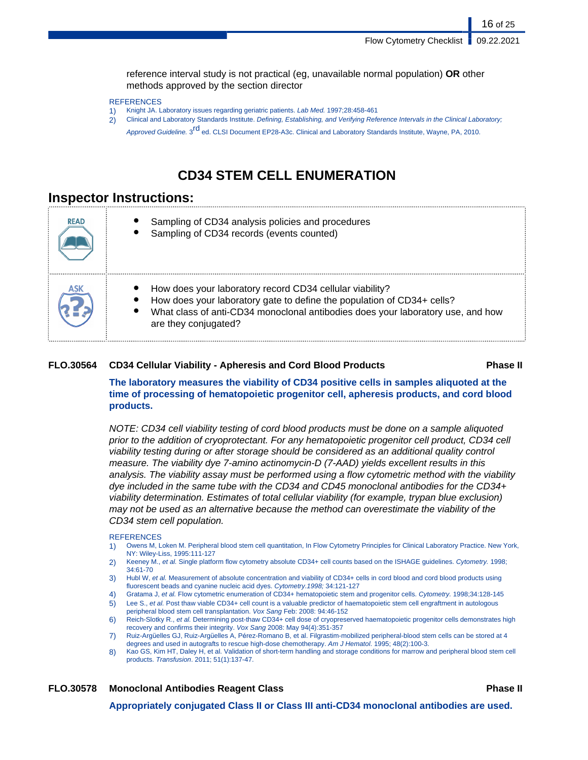reference interval study is not practical (eg, unavailable normal population) **OR** other methods approved by the section director

REFERENCES

1) Knight JA. Laboratory issues regarding geriatric patients. *Lab Med.* 1997;28:458-461
2) Clinical and Laboratory Standards Institute. *Defining, Establishing, and Verifying Reference Intervals in the Clinical Laboratory; Approved Guideline.* 3rd ed. CLSI Document EP28-A3c. Clinical and Laboratory Standards Institute, Wayne, PA, 2010.

# CD34 STEM CELL ENUMERATION

## Inspector Instructions:

| | |
|---|---|
| READ | • Sampling of CD34 analysis policies and procedures<br>• Sampling of CD34 records (events counted) |
| ASK | • How does your laboratory record CD34 cellular viability?<br>• How does your laboratory gate to define the population of CD34+ cells?<br>• What class of anti-CD34 monoclonal antibodies does your laboratory use, and how are they conjugated? |

**FLO.30564 CD34 Cellular Viability - Apheresis and Cord Blood Products** **Phase II**

**The laboratory measures the viability of CD34 positive cells in samples aliquoted at the time of processing of hematopoietic progenitor cell, apheresis products, and cord blood products.**

*NOTE: CD34 cell viability testing of cord blood products must be done on a sample aliquoted prior to the addition of cryoprotectant. For any hematopoietic progenitor cell product, CD34 cell viability testing during or after storage should be considered as an additional quality control measure. The viability dye 7-amino actinomycin-D (7-AAD) yields excellent results in this analysis. The viability assay must be performed using a flow cytometric method with the viability dye included in the same tube with the CD34 and CD45 monoclonal antibodies for the CD34+ viability determination. Estimates of total cellular viability (for example, trypan blue exclusion) may not be used as an alternative because the method can overestimate the viability of the CD34 stem cell population.*

REFERENCES

1) Owens M, Loken M. Peripheral blood stem cell quantitation, In Flow Cytometry Principles for Clinical Laboratory Practice. New York, NY: Wiley-Liss, 1995:111-127
2) Keeney M., *et al.* Single platform flow cytometry absolute CD34+ cell counts based on the ISHAGE guidelines. *Cytometry.* 1998; 34:61-70
3) Hubl W, *et al.* Measurement of absolute concentration and viability of CD34+ cells in cord blood and cord blood products using fluorescent beads and cyanine nucleic acid dyes. *Cytometry.1998;* 34:121-127
4) Gratama J, *et al.* Flow cytometric enumeration of CD34+ hematopoietic stem and progenitor cells. *Cytometry.* 1998;34:128-145
5) Lee S., *et al.* Post thaw viable CD34+ cell count is a valuable predictor of haematopoietic stem cell engraftment in autologous peripheral blood stem cell transplantation. *Vox Sang* Feb: 2008: 94:46-152
6) Reich-Slotky R., *et al.* Determining post-thaw CD34+ cell dose of cryopreserved haematopoietic progenitor cells demonstrates high recovery and confirms their integrity. *Vox Sang* 2008: May 94(4):351-357
7) Ruiz-Argüelles GJ, Ruiz-Argüelles A, Pérez-Romano B, et al. Filgrastim-mobilized peripheral-blood stem cells can be stored at 4 degrees and used in autografts to rescue high-dose chemotherapy. *Am J Hematol.* 1995; 48(2):100-3.
8) Kao GS, Kim HT, Daley H, et al. Validation of short-term handling and storage conditions for marrow and peripheral blood stem cell products. *Transfusion*. 2011; 51(1):137-47.

**FLO.30578 Monoclonal Antibodies Reagent Class** **Phase II**

**Appropriately conjugated Class II or Class III anti-CD34 monoclonal antibodies are used.**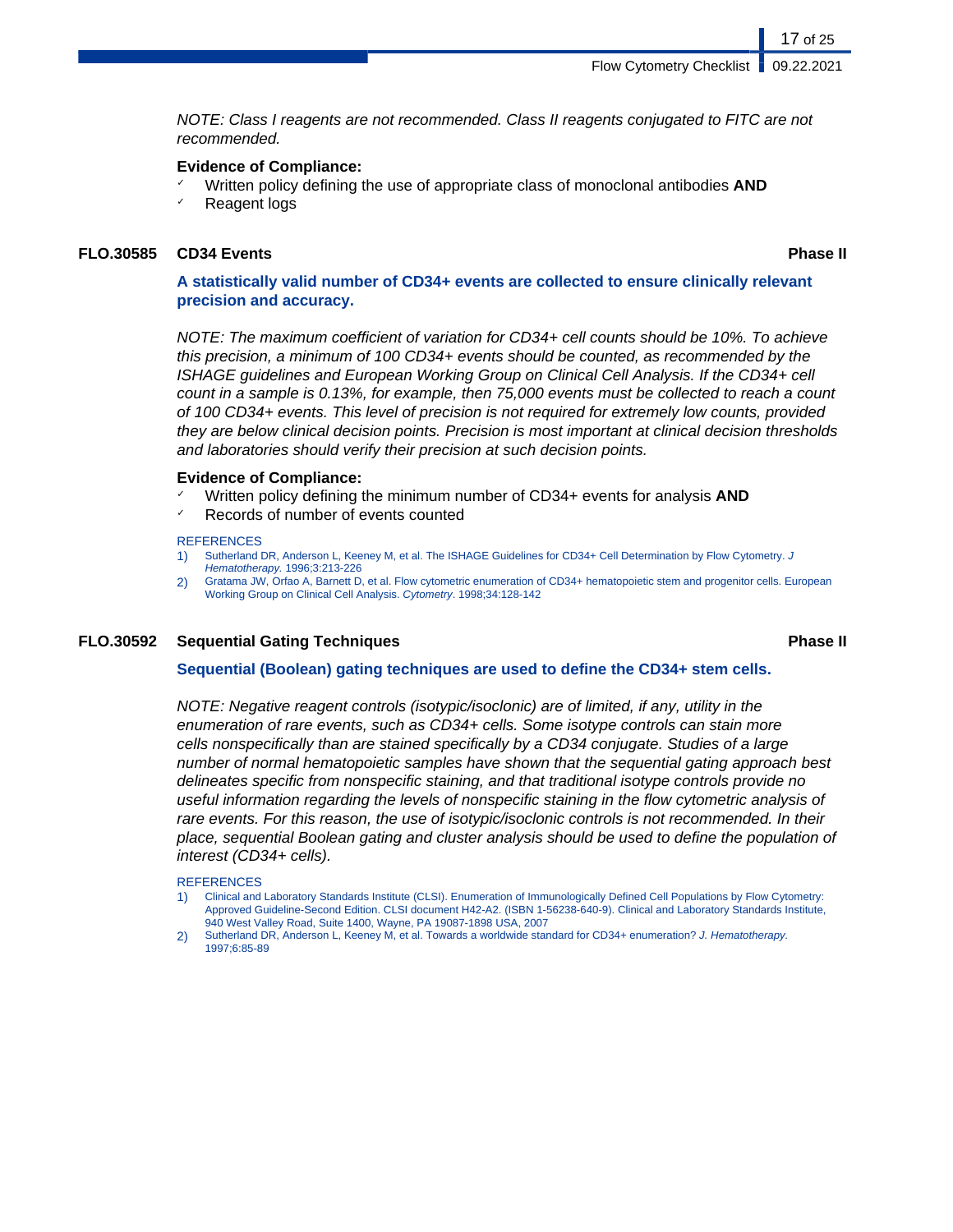*NOTE: Class I reagents are not recommended. Class II reagents conjugated to FITC are not recommended.*

**Evidence of Compliance:**

- ✓ Written policy defining the use of appropriate class of monoclonal antibodies **AND**
- ✓ Reagent logs

### FLO.30585 CD34 Events — Phase II

**A statistically valid number of CD34+ events are collected to ensure clinically relevant precision and accuracy.**

*NOTE: The maximum coefficient of variation for CD34+ cell counts should be 10%. To achieve this precision, a minimum of 100 CD34+ events should be counted, as recommended by the ISHAGE guidelines and European Working Group on Clinical Cell Analysis. If the CD34+ cell count in a sample is 0.13%, for example, then 75,000 events must be collected to reach a count of 100 CD34+ events. This level of precision is not required for extremely low counts, provided they are below clinical decision points. Precision is most important at clinical decision thresholds and laboratories should verify their precision at such decision points.*

**Evidence of Compliance:**

- ✓ Written policy defining the minimum number of CD34+ events for analysis **AND**
- ✓ Records of number of events counted

REFERENCES

1) Sutherland DR, Anderson L, Keeney M, et al. The ISHAGE Guidelines for CD34+ Cell Determination by Flow Cytometry. *J Hematotherapy*. 1996;3:213-226
2) Gratama JW, Orfao A, Barnett D, et al. Flow cytometric enumeration of CD34+ hematopoietic stem and progenitor cells. European Working Group on Clinical Cell Analysis. *Cytometry*. 1998;34:128-142

### FLO.30592 Sequential Gating Techniques — Phase II

**Sequential (Boolean) gating techniques are used to define the CD34+ stem cells.**

*NOTE: Negative reagent controls (isotypic/isoclonic) are of limited, if any, utility in the enumeration of rare events, such as CD34+ cells. Some isotype controls can stain more cells nonspecifically than are stained specifically by a CD34 conjugate. Studies of a large number of normal hematopoietic samples have shown that the sequential gating approach best delineates specific from nonspecific staining, and that traditional isotype controls provide no useful information regarding the levels of nonspecific staining in the flow cytometric analysis of rare events. For this reason, the use of isotypic/isoclonic controls is not recommended. In their place, sequential Boolean gating and cluster analysis should be used to define the population of interest (CD34+ cells).*

REFERENCES

1) Clinical and Laboratory Standards Institute (CLSI). Enumeration of Immunologically Defined Cell Populations by Flow Cytometry: Approved Guideline-Second Edition. CLSI document H42-A2. (ISBN 1-56238-640-9). Clinical and Laboratory Standards Institute, 940 West Valley Road, Suite 1400, Wayne, PA 19087-1898 USA, 2007
2) Sutherland DR, Anderson L, Keeney M, et al. Towards a worldwide standard for CD34+ enumeration? *J. Hematotherapy*. 1997;6:85-89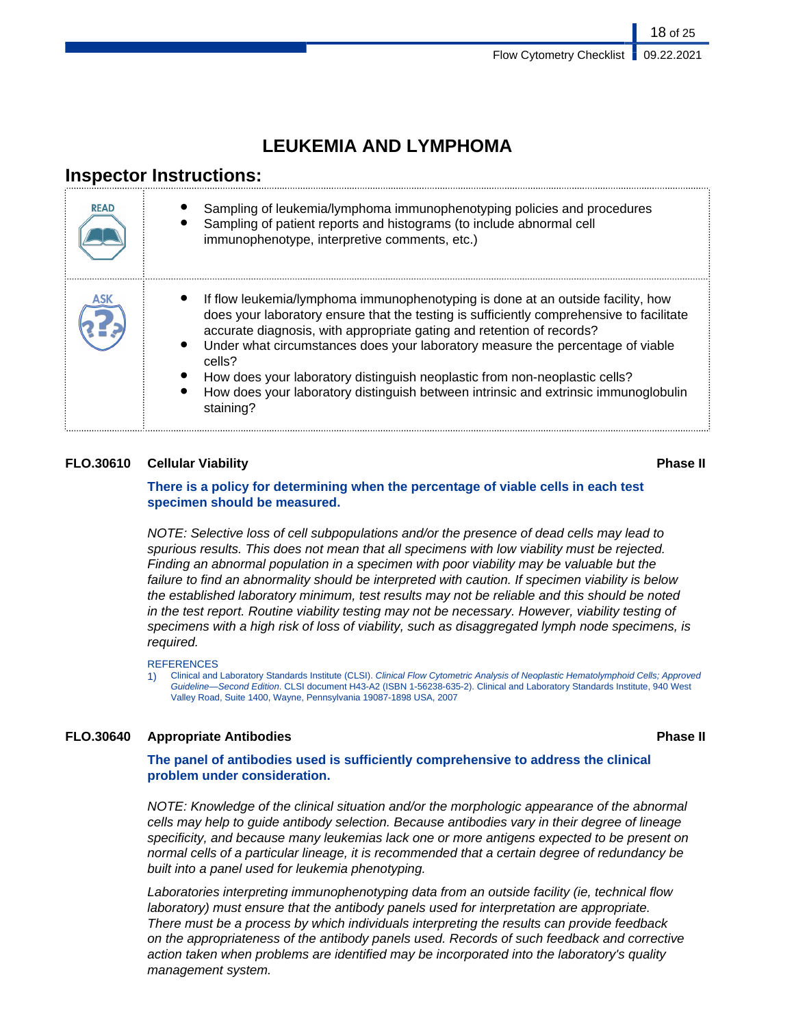# LEUKEMIA AND LYMPHOMA

## Inspector Instructions:

| | |
|---|---|
| READ | • Sampling of leukemia/lymphoma immunophenotyping policies and procedures<br>• Sampling of patient reports and histograms (to include abnormal cell immunophenotype, interpretive comments, etc.) |
| ASK | • If flow leukemia/lymphoma immunophenotyping is done at an outside facility, how does your laboratory ensure that the testing is sufficiently comprehensive to facilitate accurate diagnosis, with appropriate gating and retention of records?<br>• Under what circumstances does your laboratory measure the percentage of viable cells?<br>• How does your laboratory distinguish neoplastic from non-neoplastic cells?<br>• How does your laboratory distinguish between intrinsic and extrinsic immunoglobulin staining? |

### FLO.30610 Cellular Viability — Phase II

**There is a policy for determining when the percentage of viable cells in each test specimen should be measured.**

*NOTE: Selective loss of cell subpopulations and/or the presence of dead cells may lead to spurious results. This does not mean that all specimens with low viability must be rejected. Finding an abnormal population in a specimen with poor viability may be valuable but the failure to find an abnormality should be interpreted with caution. If specimen viability is below the established laboratory minimum, test results may not be reliable and this should be noted in the test report. Routine viability testing may not be necessary. However, viability testing of specimens with a high risk of loss of viability, such as disaggregated lymph node specimens, is required.*

REFERENCES

1) Clinical and Laboratory Standards Institute (CLSI). *Clinical Flow Cytometric Analysis of Neoplastic Hematolymphoid Cells; Approved Guideline—Second Edition*. CLSI document H43-A2 (ISBN 1-56238-635-2). Clinical and Laboratory Standards Institute, 940 West Valley Road, Suite 1400, Wayne, Pennsylvania 19087-1898 USA, 2007

### FLO.30640 Appropriate Antibodies — Phase II

**The panel of antibodies used is sufficiently comprehensive to address the clinical problem under consideration.**

*NOTE: Knowledge of the clinical situation and/or the morphologic appearance of the abnormal cells may help to guide antibody selection. Because antibodies vary in their degree of lineage specificity, and because many leukemias lack one or more antigens expected to be present on normal cells of a particular lineage, it is recommended that a certain degree of redundancy be built into a panel used for leukemia phenotyping.*

*Laboratories interpreting immunophenotyping data from an outside facility (ie, technical flow laboratory) must ensure that the antibody panels used for interpretation are appropriate. There must be a process by which individuals interpreting the results can provide feedback on the appropriateness of the antibody panels used. Records of such feedback and corrective action taken when problems are identified may be incorporated into the laboratory's quality management system.*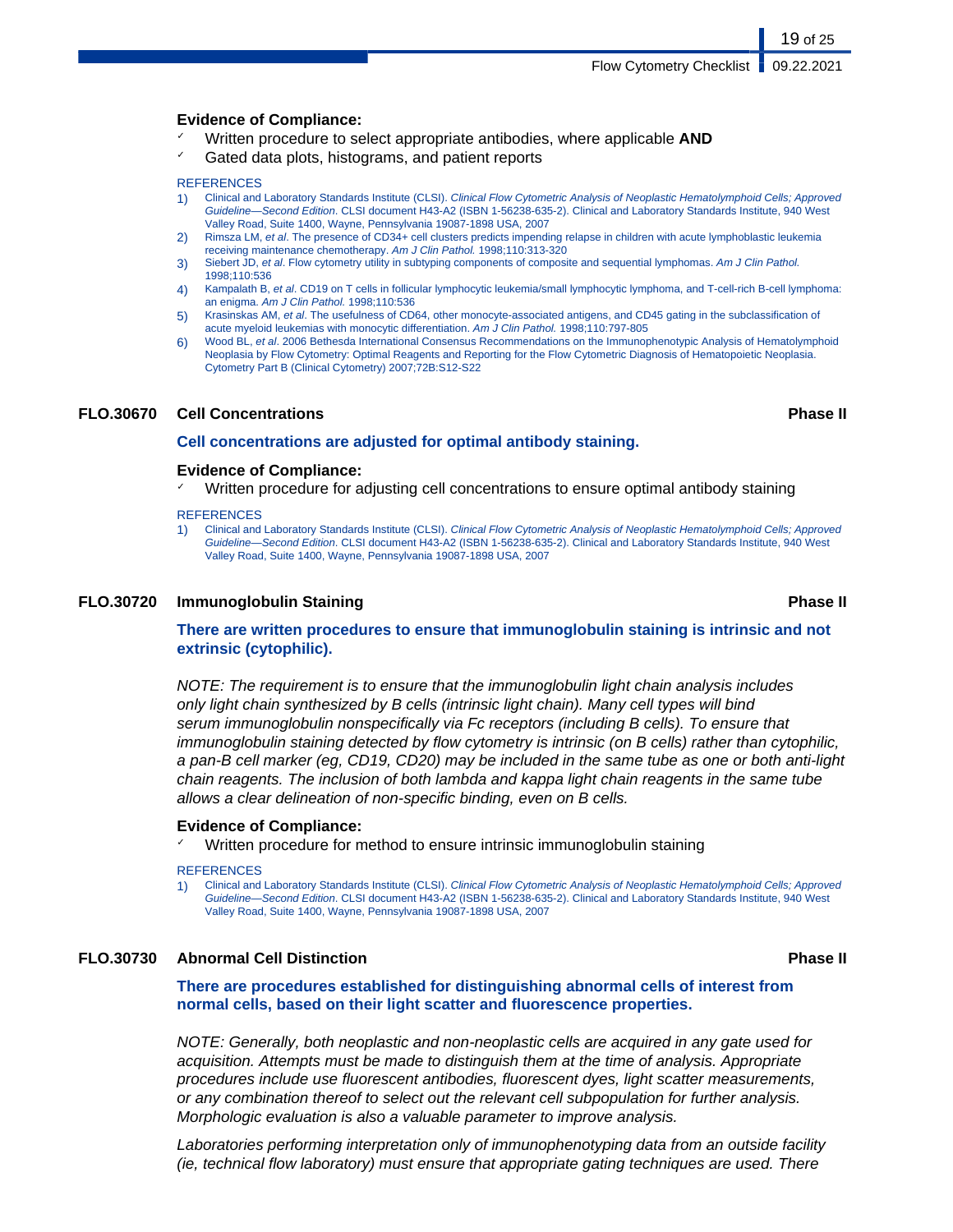**Evidence of Compliance:**

- ✓ Written procedure to select appropriate antibodies, where applicable **AND**
- ✓ Gated data plots, histograms, and patient reports

REFERENCES

1) Clinical and Laboratory Standards Institute (CLSI). *Clinical Flow Cytometric Analysis of Neoplastic Hematolymphoid Cells; Approved Guideline—Second Edition*. CLSI document H43-A2 (ISBN 1-56238-635-2). Clinical and Laboratory Standards Institute, 940 West Valley Road, Suite 1400, Wayne, Pennsylvania 19087-1898 USA, 2007
2) Rimsza LM, *et al*. The presence of CD34+ cell clusters predicts impending relapse in children with acute lymphoblastic leukemia receiving maintenance chemotherapy. *Am J Clin Pathol.* 1998;110:313-320
3) Siebert JD, *et al*. Flow cytometry utility in subtyping components of composite and sequential lymphomas. *Am J Clin Pathol.* 1998;110:536
4) Kampalath B, *et al*. CD19 on T cells in follicular lymphocytic leukemia/small lymphocytic lymphoma, and T-cell-rich B-cell lymphoma: an enigma. *Am J Clin Pathol.* 1998;110:536
5) Krasinskas AM, *et al*. The usefulness of CD64, other monocyte-associated antigens, and CD45 gating in the subclassification of acute myeloid leukemias with monocytic differentiation. *Am J Clin Pathol.* 1998;110:797-805
6) Wood BL, *et al*. 2006 Bethesda International Consensus Recommendations on the Immunophenotypic Analysis of Hematolymphoid Neoplasia by Flow Cytometry: Optimal Reagents and Reporting for the Flow Cytometric Diagnosis of Hematopoietic Neoplasia. Cytometry Part B (Clinical Cytometry) 2007;72B:S12-S22

## FLO.30670 Cell Concentrations — Phase II

**Cell concentrations are adjusted for optimal antibody staining.**

**Evidence of Compliance:**

- ✓ Written procedure for adjusting cell concentrations to ensure optimal antibody staining

REFERENCES

1) Clinical and Laboratory Standards Institute (CLSI). *Clinical Flow Cytometric Analysis of Neoplastic Hematolymphoid Cells; Approved Guideline—Second Edition*. CLSI document H43-A2 (ISBN 1-56238-635-2). Clinical and Laboratory Standards Institute, 940 West Valley Road, Suite 1400, Wayne, Pennsylvania 19087-1898 USA, 2007

## FLO.30720 Immunoglobulin Staining — Phase II

**There are written procedures to ensure that immunoglobulin staining is intrinsic and not extrinsic (cytophilic).**

*NOTE: The requirement is to ensure that the immunoglobulin light chain analysis includes only light chain synthesized by B cells (intrinsic light chain). Many cell types will bind serum immunoglobulin nonspecifically via Fc receptors (including B cells). To ensure that immunoglobulin staining detected by flow cytometry is intrinsic (on B cells) rather than cytophilic, a pan-B cell marker (eg, CD19, CD20) may be included in the same tube as one or both anti-light chain reagents. The inclusion of both lambda and kappa light chain reagents in the same tube allows a clear delineation of non-specific binding, even on B cells.*

**Evidence of Compliance:**

- ✓ Written procedure for method to ensure intrinsic immunoglobulin staining

REFERENCES

1) Clinical and Laboratory Standards Institute (CLSI). *Clinical Flow Cytometric Analysis of Neoplastic Hematolymphoid Cells; Approved Guideline—Second Edition*. CLSI document H43-A2 (ISBN 1-56238-635-2). Clinical and Laboratory Standards Institute, 940 West Valley Road, Suite 1400, Wayne, Pennsylvania 19087-1898 USA, 2007

## FLO.30730 Abnormal Cell Distinction — Phase II

**There are procedures established for distinguishing abnormal cells of interest from normal cells, based on their light scatter and fluorescence properties.**

*NOTE: Generally, both neoplastic and non-neoplastic cells are acquired in any gate used for acquisition. Attempts must be made to distinguish them at the time of analysis. Appropriate procedures include use fluorescent antibodies, fluorescent dyes, light scatter measurements, or any combination thereof to select out the relevant cell subpopulation for further analysis. Morphologic evaluation is also a valuable parameter to improve analysis.*

*Laboratories performing interpretation only of immunophenotyping data from an outside facility (ie, technical flow laboratory) must ensure that appropriate gating techniques are used. There*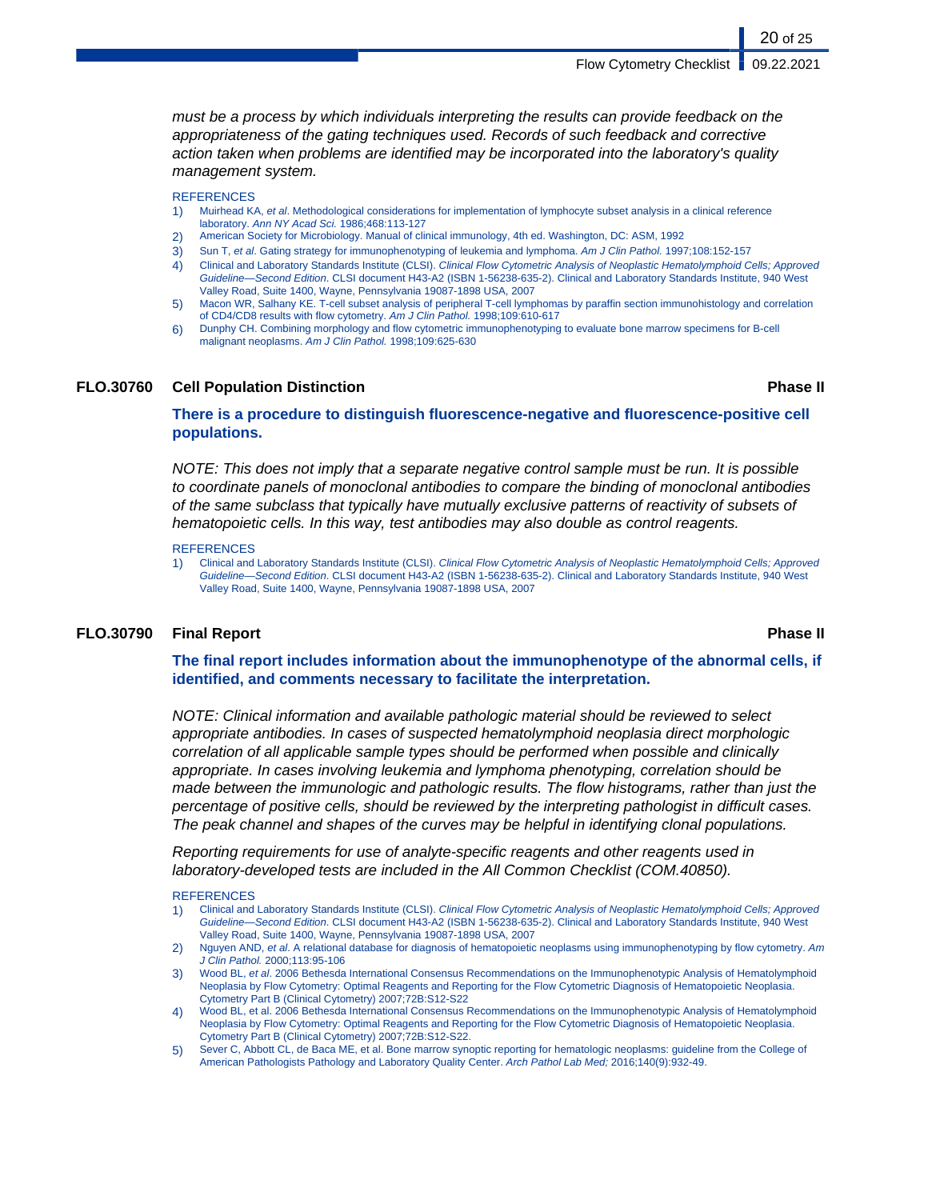*must be a process by which individuals interpreting the results can provide feedback on the appropriateness of the gating techniques used. Records of such feedback and corrective action taken when problems are identified may be incorporated into the laboratory's quality management system.*

REFERENCES

1) Muirhead KA, *et al*. Methodological considerations for implementation of lymphocyte subset analysis in a clinical reference laboratory. *Ann NY Acad Sci.* 1986;468:113-127
2) American Society for Microbiology. Manual of clinical immunology, 4th ed. Washington, DC: ASM, 1992
3) Sun T, *et al*. Gating strategy for immunophenotyping of leukemia and lymphoma. *Am J Clin Pathol.* 1997;108:152-157
4) Clinical and Laboratory Standards Institute (CLSI). *Clinical Flow Cytometric Analysis of Neoplastic Hematolymphoid Cells; Approved Guideline—Second Edition*. CLSI document H43-A2 (ISBN 1-56238-635-2). Clinical and Laboratory Standards Institute, 940 West Valley Road, Suite 1400, Wayne, Pennsylvania 19087-1898 USA, 2007
5) Macon WR, Salhany KE. T-cell subset analysis of peripheral T-cell lymphomas by paraffin section immunohistology and correlation of CD4/CD8 results with flow cytometry. *Am J Clin Pathol.* 1998;109:610-617
6) Dunphy CH. Combining morphology and flow cytometric immunophenotyping to evaluate bone marrow specimens for B-cell malignant neoplasms. *Am J Clin Pathol.* 1998;109:625-630

## FLO.30760 Cell Population Distinction — Phase II

**There is a procedure to distinguish fluorescence-negative and fluorescence-positive cell populations.**

*NOTE: This does not imply that a separate negative control sample must be run. It is possible to coordinate panels of monoclonal antibodies to compare the binding of monoclonal antibodies of the same subclass that typically have mutually exclusive patterns of reactivity of subsets of hematopoietic cells. In this way, test antibodies may also double as control reagents.*

REFERENCES

1) Clinical and Laboratory Standards Institute (CLSI). *Clinical Flow Cytometric Analysis of Neoplastic Hematolymphoid Cells; Approved Guideline—Second Edition*. CLSI document H43-A2 (ISBN 1-56238-635-2). Clinical and Laboratory Standards Institute, 940 West Valley Road, Suite 1400, Wayne, Pennsylvania 19087-1898 USA, 2007

## FLO.30790 Final Report — Phase II

**The final report includes information about the immunophenotype of the abnormal cells, if identified, and comments necessary to facilitate the interpretation.**

*NOTE: Clinical information and available pathologic material should be reviewed to select appropriate antibodies. In cases of suspected hematolymphoid neoplasia direct morphologic correlation of all applicable sample types should be performed when possible and clinically appropriate. In cases involving leukemia and lymphoma phenotyping, correlation should be made between the immunologic and pathologic results. The flow histograms, rather than just the percentage of positive cells, should be reviewed by the interpreting pathologist in difficult cases. The peak channel and shapes of the curves may be helpful in identifying clonal populations.*

*Reporting requirements for use of analyte-specific reagents and other reagents used in laboratory-developed tests are included in the All Common Checklist (COM.40850).*

REFERENCES

1) Clinical and Laboratory Standards Institute (CLSI). *Clinical Flow Cytometric Analysis of Neoplastic Hematolymphoid Cells; Approved Guideline—Second Edition*. CLSI document H43-A2 (ISBN 1-56238-635-2). Clinical and Laboratory Standards Institute, 940 West Valley Road, Suite 1400, Wayne, Pennsylvania 19087-1898 USA, 2007
2) Nguyen AND, *et al*. A relational database for diagnosis of hematopoietic neoplasms using immunophenotyping by flow cytometry. *Am J Clin Pathol.* 2000;113:95-106
3) Wood BL, *et al*. 2006 Bethesda International Consensus Recommendations on the Immunophenotypic Analysis of Hematolymphoid Neoplasia by Flow Cytometry: Optimal Reagents and Reporting for the Flow Cytometric Diagnosis of Hematopoietic Neoplasia. Cytometry Part B (Clinical Cytometry) 2007;72B:S12-S22
4) Wood BL, et al. 2006 Bethesda International Consensus Recommendations on the Immunophenotypic Analysis of Hematolymphoid Neoplasia by Flow Cytometry: Optimal Reagents and Reporting for the Flow Cytometric Diagnosis of Hematopoietic Neoplasia. Cytometry Part B (Clinical Cytometry) 2007;72B:S12-S22.
5) Sever C, Abbott CL, de Baca ME, et al. Bone marrow synoptic reporting for hematologic neoplasms: guideline from the College of American Pathologists Pathology and Laboratory Quality Center. *Arch Pathol Lab Med;* 2016;140(9):932-49.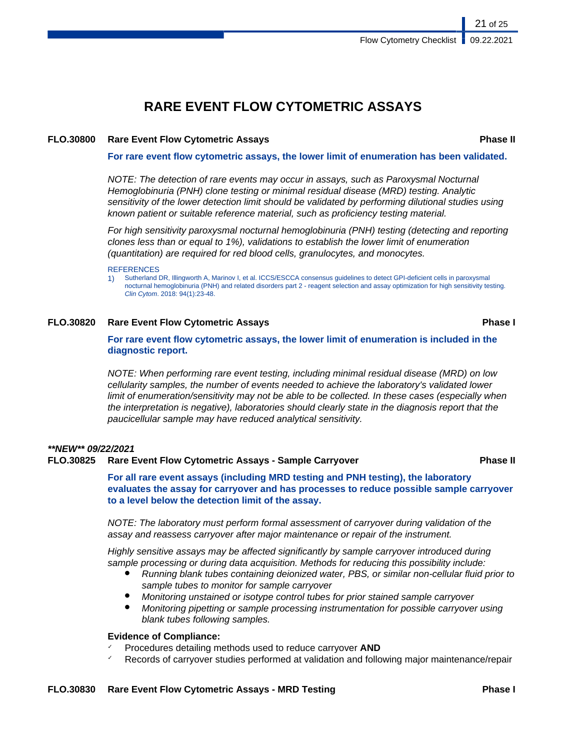# RARE EVENT FLOW CYTOMETRIC ASSAYS

**FLO.30800 Rare Event Flow Cytometric Assays** **Phase II**

**For rare event flow cytometric assays, the lower limit of enumeration has been validated.**

*NOTE: The detection of rare events may occur in assays, such as Paroxysmal Nocturnal Hemoglobinuria (PNH) clone testing or minimal residual disease (MRD) testing. Analytic sensitivity of the lower detection limit should be validated by performing dilutional studies using known patient or suitable reference material, such as proficiency testing material.*

*For high sensitivity paroxysmal nocturnal hemoglobinuria (PNH) testing (detecting and reporting clones less than or equal to 1%), validations to establish the lower limit of enumeration (quantitation) are required for red blood cells, granulocytes, and monocytes.*

REFERENCES

1) Sutherland DR, Illingworth A, Marinov I, et al. ICCS/ESCCA consensus guidelines to detect GPI-deficient cells in paroxysmal nocturnal hemoglobinuria (PNH) and related disorders part 2 - reagent selection and assay optimization for high sensitivity testing. *Clin Cytom*. 2018: 94(1):23-48.

**FLO.30820 Rare Event Flow Cytometric Assays** **Phase I**

**For rare event flow cytometric assays, the lower limit of enumeration is included in the diagnostic report.**

*NOTE: When performing rare event testing, including minimal residual disease (MRD) on low cellularity samples, the number of events needed to achieve the laboratory's validated lower limit of enumeration/sensitivity may not be able to be collected. In these cases (especially when the interpretation is negative), laboratories should clearly state in the diagnosis report that the paucicellular sample may have reduced analytical sensitivity.*

***\*\*NEW\*\* 09/22/2021***

**FLO.30825 Rare Event Flow Cytometric Assays - Sample Carryover** **Phase II**

**For all rare event assays (including MRD testing and PNH testing), the laboratory evaluates the assay for carryover and has processes to reduce possible sample carryover to a level below the detection limit of the assay.**

*NOTE: The laboratory must perform formal assessment of carryover during validation of the assay and reassess carryover after major maintenance or repair of the instrument.*

*Highly sensitive assays may be affected significantly by sample carryover introduced during sample processing or during data acquisition. Methods for reducing this possibility include:*

- *Running blank tubes containing deionized water, PBS, or similar non-cellular fluid prior to sample tubes to monitor for sample carryover*
- *Monitoring unstained or isotype control tubes for prior stained sample carryover*
- *Monitoring pipetting or sample processing instrumentation for possible carryover using blank tubes following samples.*

**Evidence of Compliance:**

- ✓ Procedures detailing methods used to reduce carryover **AND**
- ✓ Records of carryover studies performed at validation and following major maintenance/repair

**FLO.30830 Rare Event Flow Cytometric Assays - MRD Testing** **Phase I**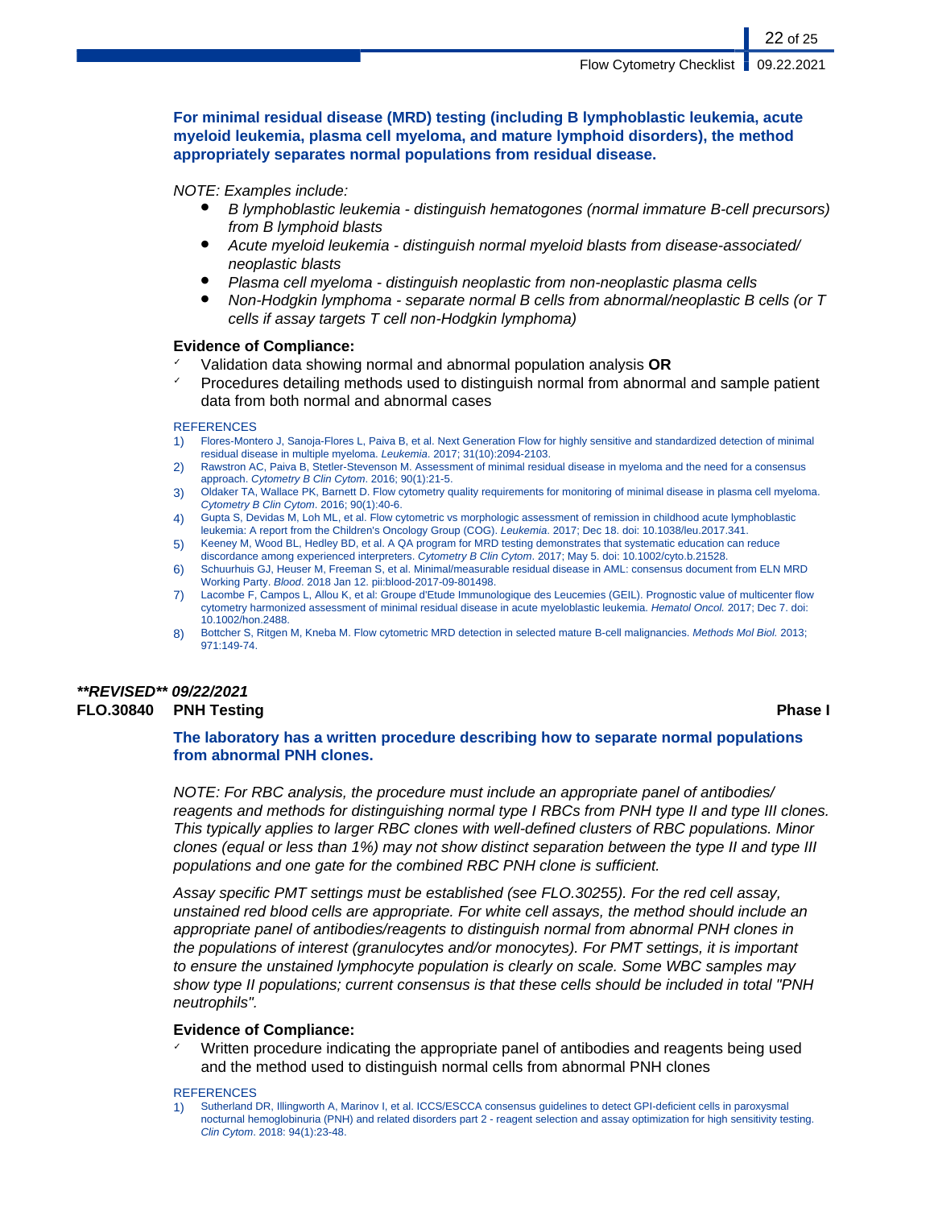**For minimal residual disease (MRD) testing (including B lymphoblastic leukemia, acute myeloid leukemia, plasma cell myeloma, and mature lymphoid disorders), the method appropriately separates normal populations from residual disease.**

*NOTE: Examples include:*

- *B lymphoblastic leukemia - distinguish hematogones (normal immature B-cell precursors) from B lymphoid blasts*
- *Acute myeloid leukemia - distinguish normal myeloid blasts from disease-associated/ neoplastic blasts*
- *Plasma cell myeloma - distinguish neoplastic from non-neoplastic plasma cells*
- *Non-Hodgkin lymphoma - separate normal B cells from abnormal/neoplastic B cells (or T cells if assay targets T cell non-Hodgkin lymphoma)*

**Evidence of Compliance:**

- ✓ Validation data showing normal and abnormal population analysis **OR**
- ✓ Procedures detailing methods used to distinguish normal from abnormal and sample patient data from both normal and abnormal cases

REFERENCES

1) Flores-Montero J, Sanoja-Flores L, Paiva B, et al. Next Generation Flow for highly sensitive and standardized detection of minimal residual disease in multiple myeloma. *Leukemia*. 2017; 31(10):2094-2103.
2) Rawstron AC, Paiva B, Stetler-Stevenson M. Assessment of minimal residual disease in myeloma and the need for a consensus approach. *Cytometry B Clin Cytom*. 2016; 90(1):21-5.
3) Oldaker TA, Wallace PK, Barnett D. Flow cytometry quality requirements for monitoring of minimal disease in plasma cell myeloma. *Cytometry B Clin Cytom*. 2016; 90(1):40-6.
4) Gupta S, Devidas M, Loh ML, et al. Flow cytometric vs morphologic assessment of remission in childhood acute lymphoblastic leukemia: A report from the Children's Oncology Group (COG). *Leukemia*. 2017; Dec 18. doi: 10.1038/leu.2017.341.
5) Keeney M, Wood BL, Hedley BD, et al. A QA program for MRD testing demonstrates that systematic education can reduce discordance among experienced interpreters. *Cytometry B Clin Cytom*. 2017; May 5. doi: 10.1002/cyto.b.21528.
6) Schuurhuis GJ, Heuser M, Freeman S, et al. Minimal/measurable residual disease in AML: consensus document from ELN MRD Working Party. *Blood*. 2018 Jan 12. pii:blood-2017-09-801498.
7) Lacombe F, Campos L, Allou K, et al: Groupe d'Etude Immunologique des Leucemies (GEIL). Prognostic value of multicenter flow cytometry harmonized assessment of minimal residual disease in acute myeloblastic leukemia. *Hematol Oncol.* 2017; Dec 7. doi: 10.1002/hon.2488.
8) Bottcher S, Ritgen M, Kneba M. Flow cytometric MRD detection in selected mature B-cell malignancies. *Methods Mol Biol.* 2013; 971:149-74.

***\*\*REVISED\*\* 09/22/2021***

**FLO.30840 PNH Testing** — **Phase I**

**The laboratory has a written procedure describing how to separate normal populations from abnormal PNH clones.**

*NOTE: For RBC analysis, the procedure must include an appropriate panel of antibodies/ reagents and methods for distinguishing normal type I RBCs from PNH type II and type III clones. This typically applies to larger RBC clones with well-defined clusters of RBC populations. Minor clones (equal or less than 1%) may not show distinct separation between the type II and type III populations and one gate for the combined RBC PNH clone is sufficient.*

*Assay specific PMT settings must be established (see FLO.30255). For the red cell assay, unstained red blood cells are appropriate. For white cell assays, the method should include an appropriate panel of antibodies/reagents to distinguish normal from abnormal PNH clones in the populations of interest (granulocytes and/or monocytes). For PMT settings, it is important to ensure the unstained lymphocyte population is clearly on scale. Some WBC samples may show type II populations; current consensus is that these cells should be included in total "PNH neutrophils".*

**Evidence of Compliance:**

- ✓ Written procedure indicating the appropriate panel of antibodies and reagents being used and the method used to distinguish normal cells from abnormal PNH clones

REFERENCES

1) Sutherland DR, Illingworth A, Marinov I, et al. ICCS/ESCCA consensus guidelines to detect GPI-deficient cells in paroxysmal nocturnal hemoglobinuria (PNH) and related disorders part 2 - reagent selection and assay optimization for high sensitivity testing. *Clin Cytom*. 2018: 94(1):23-48.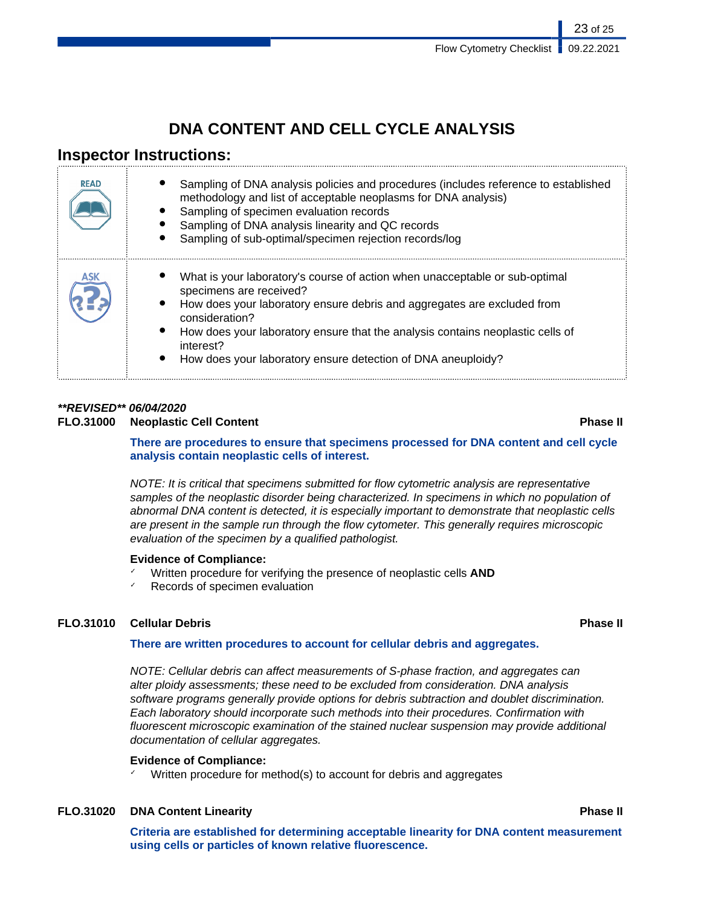# DNA CONTENT AND CELL CYCLE ANALYSIS

## Inspector Instructions:

| | |
|---|---|
| READ | • Sampling of DNA analysis policies and procedures (includes reference to established methodology and list of acceptable neoplasms for DNA analysis)<br>• Sampling of specimen evaluation records<br>• Sampling of DNA analysis linearity and QC records<br>• Sampling of sub-optimal/specimen rejection records/log |
| ASK | • What is your laboratory's course of action when unacceptable or sub-optimal specimens are received?<br>• How does your laboratory ensure debris and aggregates are excluded from consideration?<br>• How does your laboratory ensure that the analysis contains neoplastic cells of interest?<br>• How does your laboratory ensure detection of DNA aneuploidy? |

***\*\*REVISED\*\* 06/04/2020***

**FLO.31000 Neoplastic Cell Content — Phase II**

**There are procedures to ensure that specimens processed for DNA content and cell cycle analysis contain neoplastic cells of interest.**

*NOTE: It is critical that specimens submitted for flow cytometric analysis are representative samples of the neoplastic disorder being characterized. In specimens in which no population of abnormal DNA content is detected, it is especially important to demonstrate that neoplastic cells are present in the sample run through the flow cytometer. This generally requires microscopic evaluation of the specimen by a qualified pathologist.*

**Evidence of Compliance:**

- ✓ Written procedure for verifying the presence of neoplastic cells **AND**
- ✓ Records of specimen evaluation

**FLO.31010 Cellular Debris — Phase II**

**There are written procedures to account for cellular debris and aggregates.**

*NOTE: Cellular debris can affect measurements of S-phase fraction, and aggregates can alter ploidy assessments; these need to be excluded from consideration. DNA analysis software programs generally provide options for debris subtraction and doublet discrimination. Each laboratory should incorporate such methods into their procedures. Confirmation with fluorescent microscopic examination of the stained nuclear suspension may provide additional documentation of cellular aggregates.*

**Evidence of Compliance:**

- ✓ Written procedure for method(s) to account for debris and aggregates

**FLO.31020 DNA Content Linearity — Phase II**

**Criteria are established for determining acceptable linearity for DNA content measurement using cells or particles of known relative fluorescence.**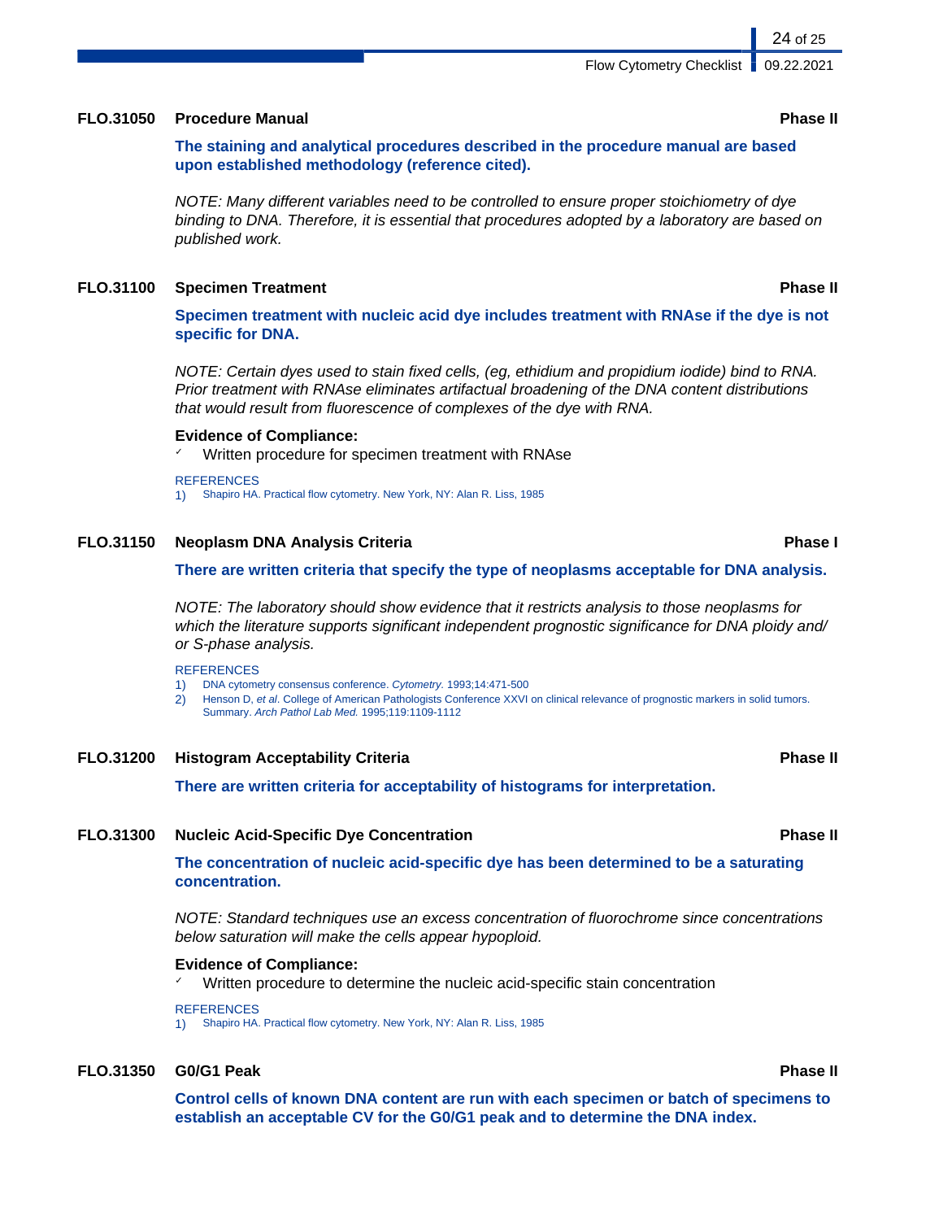### FLO.31050 Procedure Manual — Phase II

**The staining and analytical procedures described in the procedure manual are based upon established methodology (reference cited).**

*NOTE: Many different variables need to be controlled to ensure proper stoichiometry of dye binding to DNA. Therefore, it is essential that procedures adopted by a laboratory are based on published work.*

### FLO.31100 Specimen Treatment — Phase II

**Specimen treatment with nucleic acid dye includes treatment with RNAse if the dye is not specific for DNA.**

*NOTE: Certain dyes used to stain fixed cells, (eg, ethidium and propidium iodide) bind to RNA. Prior treatment with RNAse eliminates artifactual broadening of the DNA content distributions that would result from fluorescence of complexes of the dye with RNA.*

**Evidence of Compliance:**

- ✓ Written procedure for specimen treatment with RNAse

REFERENCES

1) Shapiro HA. Practical flow cytometry. New York, NY: Alan R. Liss, 1985

### FLO.31150 Neoplasm DNA Analysis Criteria — Phase I

**There are written criteria that specify the type of neoplasms acceptable for DNA analysis.**

*NOTE: The laboratory should show evidence that it restricts analysis to those neoplasms for which the literature supports significant independent prognostic significance for DNA ploidy and/or S-phase analysis.*

REFERENCES

1) DNA cytometry consensus conference. *Cytometry.* 1993;14:471-500
2) Henson D, *et al*. College of American Pathologists Conference XXVI on clinical relevance of prognostic markers in solid tumors. Summary. *Arch Pathol Lab Med.* 1995;119:1109-1112

### FLO.31200 Histogram Acceptability Criteria — Phase II

**There are written criteria for acceptability of histograms for interpretation.**

### FLO.31300 Nucleic Acid-Specific Dye Concentration — Phase II

**The concentration of nucleic acid-specific dye has been determined to be a saturating concentration.**

*NOTE: Standard techniques use an excess concentration of fluorochrome since concentrations below saturation will make the cells appear hypoploid.*

**Evidence of Compliance:**

- ✓ Written procedure to determine the nucleic acid-specific stain concentration

REFERENCES

1) Shapiro HA. Practical flow cytometry. New York, NY: Alan R. Liss, 1985

### FLO.31350 G0/G1 Peak — Phase II

**Control cells of known DNA content are run with each specimen or batch of specimens to establish an acceptable CV for the G0/G1 peak and to determine the DNA index.**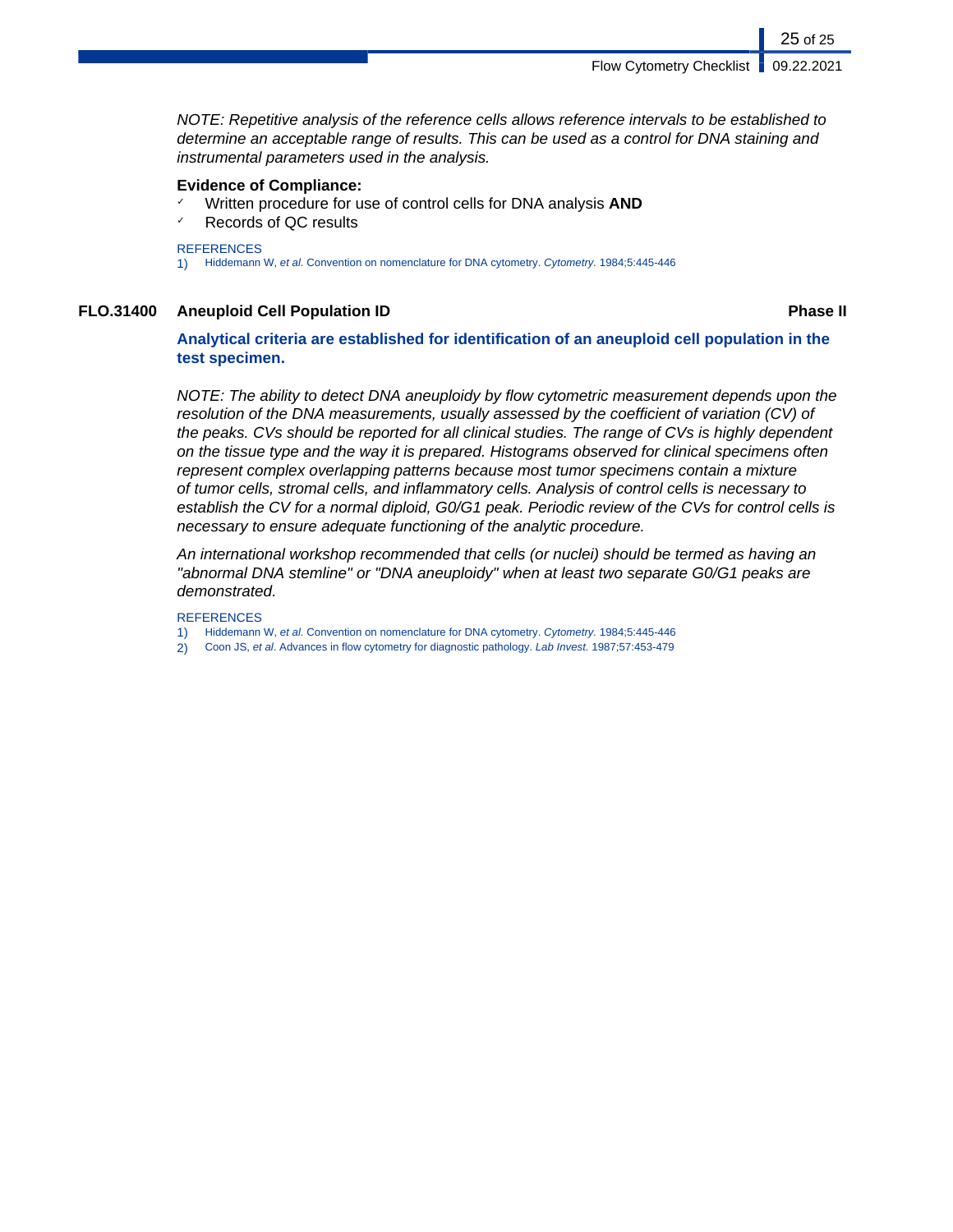*NOTE: Repetitive analysis of the reference cells allows reference intervals to be established to determine an acceptable range of results. This can be used as a control for DNA staining and instrumental parameters used in the analysis.*

**Evidence of Compliance:**

- ✓ Written procedure for use of control cells for DNA analysis **AND**
- ✓ Records of QC results

REFERENCES

1) Hiddemann W, *et al*. Convention on nomenclature for DNA cytometry. *Cytometry*. 1984;5:445-446

## FLO.31400 Aneuploid Cell Population ID — Phase II

**Analytical criteria are established for identification of an aneuploid cell population in the test specimen.**

*NOTE: The ability to detect DNA aneuploidy by flow cytometric measurement depends upon the resolution of the DNA measurements, usually assessed by the coefficient of variation (CV) of the peaks. CVs should be reported for all clinical studies. The range of CVs is highly dependent on the tissue type and the way it is prepared. Histograms observed for clinical specimens often represent complex overlapping patterns because most tumor specimens contain a mixture of tumor cells, stromal cells, and inflammatory cells. Analysis of control cells is necessary to establish the CV for a normal diploid, G0/G1 peak. Periodic review of the CVs for control cells is necessary to ensure adequate functioning of the analytic procedure.*

*An international workshop recommended that cells (or nuclei) should be termed as having an "abnormal DNA stemline" or "DNA aneuploidy" when at least two separate G0/G1 peaks are demonstrated.*

REFERENCES

1) Hiddemann W, *et al*. Convention on nomenclature for DNA cytometry. *Cytometry*. 1984;5:445-446
2) Coon JS, *et al*. Advances in flow cytometry for diagnostic pathology. *Lab Invest.* 1987;57:453-479